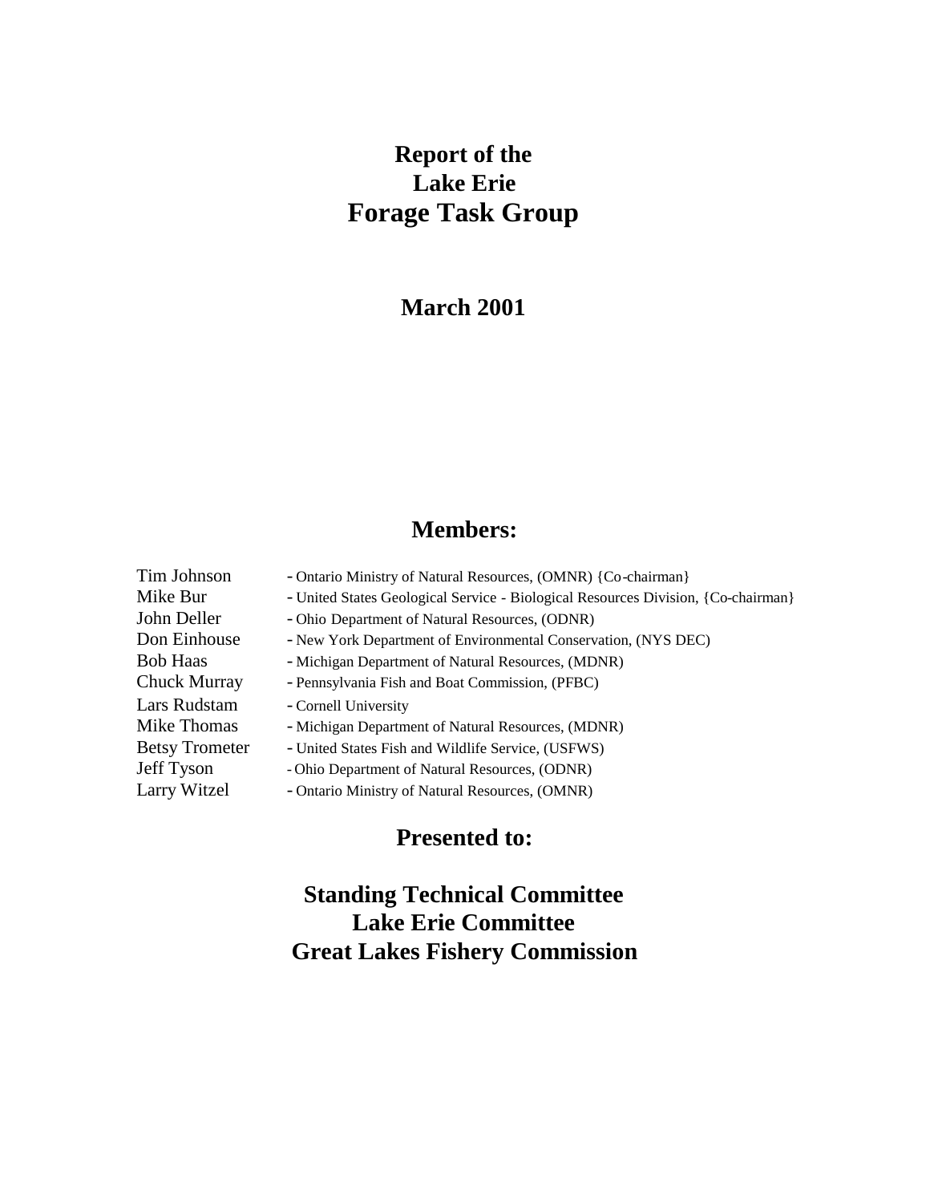# Report of the Lake Erie Forage Task Group

## March 2001

## Members:

| | |
|---|---|
| Tim Johnson | - Ontario Ministry of Natural Resources, (OMNR) {Co-chairman} |
| Mike Bur | - United States Geological Service - Biological Resources Division, {Co-chairman} |
| John Deller | - Ohio Department of Natural Resources, (ODNR) |
| Don Einhouse | - New York Department of Environmental Conservation, (NYS DEC) |
| Bob Haas | - Michigan Department of Natural Resources, (MDNR) |
| Chuck Murray | - Pennsylvania Fish and Boat Commission, (PFBC) |
| Lars Rudstam | - Cornell University |
| Mike Thomas | - Michigan Department of Natural Resources, (MDNR) |
| Betsy Trometer | - United States Fish and Wildlife Service, (USFWS) |
| Jeff Tyson | - Ohio Department of Natural Resources, (ODNR) |
| Larry Witzel | - Ontario Ministry of Natural Resources, (OMNR) |

## Presented to:

## Standing Technical Committee
## Lake Erie Committee
## Great Lakes Fishery Commission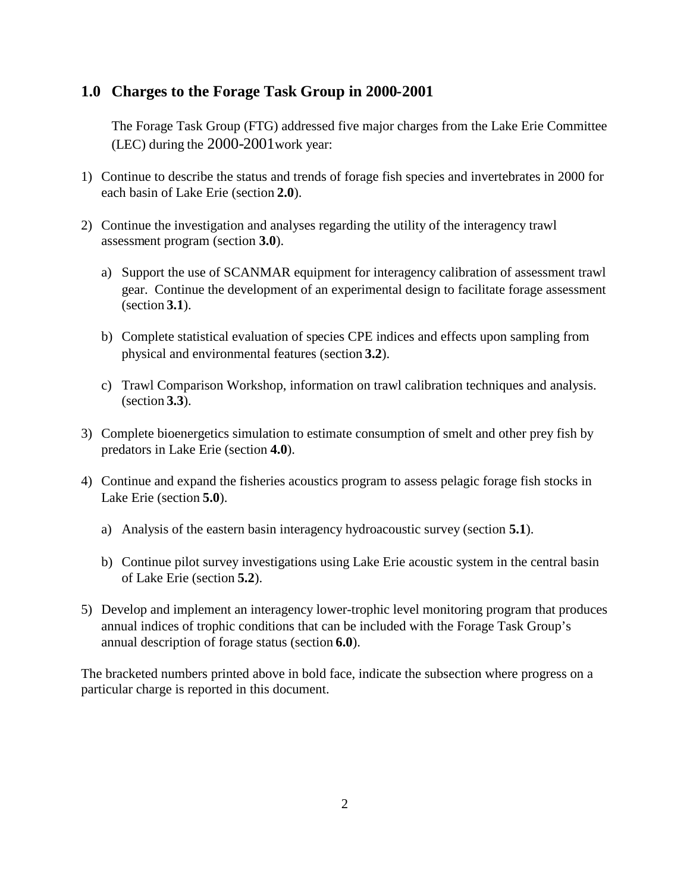## 1.0 Charges to the Forage Task Group in 2000-2001

The Forage Task Group (FTG) addressed five major charges from the Lake Erie Committee (LEC) during the 2000-2001 work year:

1) Continue to describe the status and trends of forage fish species and invertebrates in 2000 for each basin of Lake Erie (section **2.0**).

2) Continue the investigation and analyses regarding the utility of the interagency trawl assessment program (section **3.0**).

   a) Support the use of SCANMAR equipment for interagency calibration of assessment trawl gear. Continue the development of an experimental design to facilitate forage assessment (section **3.1**).

   b) Complete statistical evaluation of species CPE indices and effects upon sampling from physical and environmental features (section **3.2**).

   c) Trawl Comparison Workshop, information on trawl calibration techniques and analysis. (section **3.3**).

3) Complete bioenergetics simulation to estimate consumption of smelt and other prey fish by predators in Lake Erie (section **4.0**).

4) Continue and expand the fisheries acoustics program to assess pelagic forage fish stocks in Lake Erie (section **5.0**).

   a) Analysis of the eastern basin interagency hydroacoustic survey (section **5.1**).

   b) Continue pilot survey investigations using Lake Erie acoustic system in the central basin of Lake Erie (section **5.2**).

5) Develop and implement an interagency lower-trophic level monitoring program that produces annual indices of trophic conditions that can be included with the Forage Task Group's annual description of forage status (section **6.0**).

The bracketed numbers printed above in bold face, indicate the subsection where progress on a particular charge is reported in this document.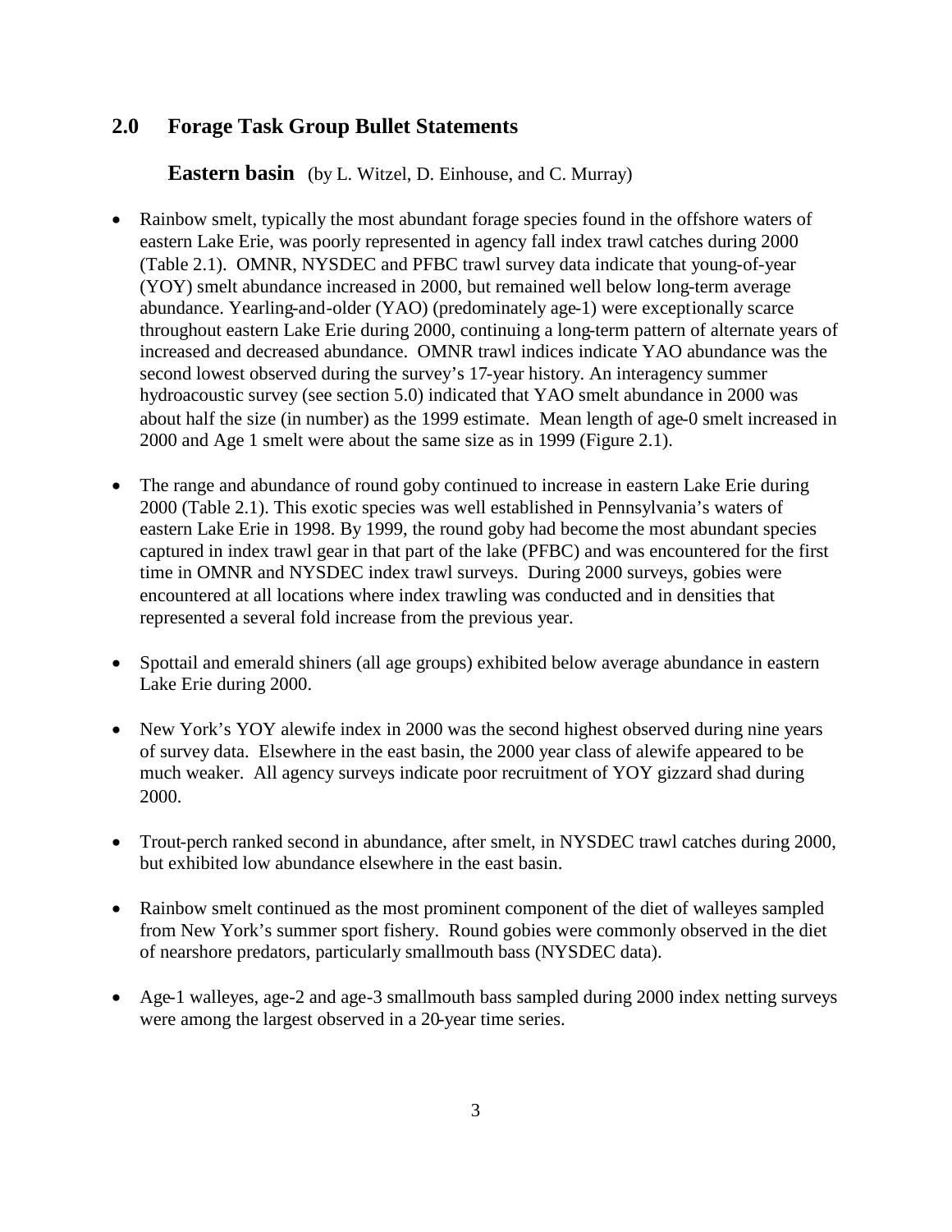## 2.0 Forage Task Group Bullet Statements

### Eastern basin (by L. Witzel, D. Einhouse, and C. Murray)

- Rainbow smelt, typically the most abundant forage species found in the offshore waters of eastern Lake Erie, was poorly represented in agency fall index trawl catches during 2000 (Table 2.1). OMNR, NYSDEC and PFBC trawl survey data indicate that young-of-year (YOY) smelt abundance increased in 2000, but remained well below long-term average abundance. Yearling-and-older (YAO) (predominately age-1) were exceptionally scarce throughout eastern Lake Erie during 2000, continuing a long-term pattern of alternate years of increased and decreased abundance. OMNR trawl indices indicate YAO abundance was the second lowest observed during the survey's 17-year history. An interagency summer hydroacoustic survey (see section 5.0) indicated that YAO smelt abundance in 2000 was about half the size (in number) as the 1999 estimate. Mean length of age-0 smelt increased in 2000 and Age 1 smelt were about the same size as in 1999 (Figure 2.1).

- The range and abundance of round goby continued to increase in eastern Lake Erie during 2000 (Table 2.1). This exotic species was well established in Pennsylvania's waters of eastern Lake Erie in 1998. By 1999, the round goby had become the most abundant species captured in index trawl gear in that part of the lake (PFBC) and was encountered for the first time in OMNR and NYSDEC index trawl surveys. During 2000 surveys, gobies were encountered at all locations where index trawling was conducted and in densities that represented a several fold increase from the previous year.

- Spottail and emerald shiners (all age groups) exhibited below average abundance in eastern Lake Erie during 2000.

- New York's YOY alewife index in 2000 was the second highest observed during nine years of survey data. Elsewhere in the east basin, the 2000 year class of alewife appeared to be much weaker. All agency surveys indicate poor recruitment of YOY gizzard shad during 2000.

- Trout-perch ranked second in abundance, after smelt, in NYSDEC trawl catches during 2000, but exhibited low abundance elsewhere in the east basin.

- Rainbow smelt continued as the most prominent component of the diet of walleyes sampled from New York's summer sport fishery. Round gobies were commonly observed in the diet of nearshore predators, particularly smallmouth bass (NYSDEC data).

- Age-1 walleyes, age-2 and age-3 smallmouth bass sampled during 2000 index netting surveys were among the largest observed in a 20-year time series.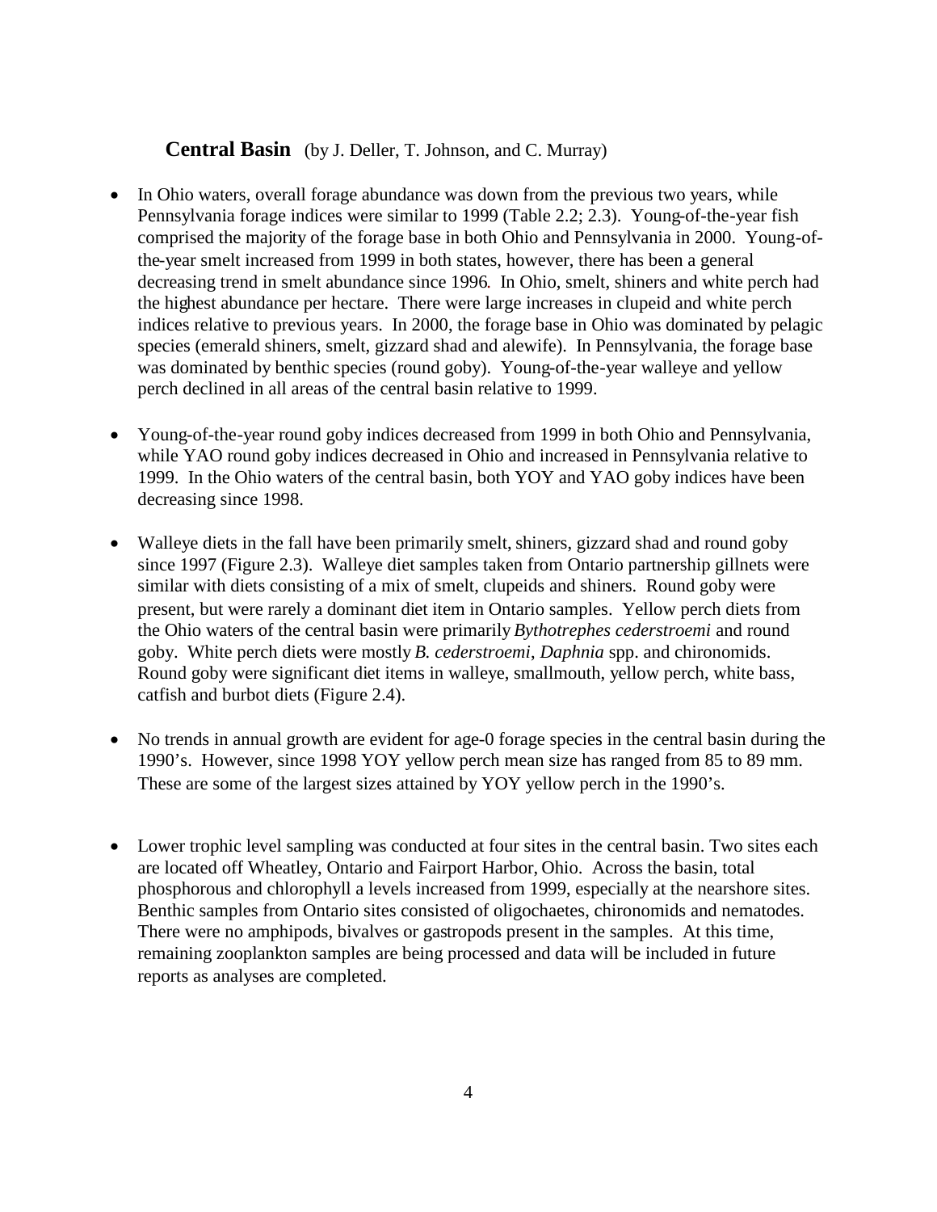## **Central Basin** (by J. Deller, T. Johnson, and C. Murray)

- In Ohio waters, overall forage abundance was down from the previous two years, while Pennsylvania forage indices were similar to 1999 (Table 2.2; 2.3). Young-of-the-year fish comprised the majority of the forage base in both Ohio and Pennsylvania in 2000. Young-of-the-year smelt increased from 1999 in both states, however, there has been a general decreasing trend in smelt abundance since 1996. In Ohio, smelt, shiners and white perch had the highest abundance per hectare. There were large increases in clupeid and white perch indices relative to previous years. In 2000, the forage base in Ohio was dominated by pelagic species (emerald shiners, smelt, gizzard shad and alewife). In Pennsylvania, the forage base was dominated by benthic species (round goby). Young-of-the-year walleye and yellow perch declined in all areas of the central basin relative to 1999.

- Young-of-the-year round goby indices decreased from 1999 in both Ohio and Pennsylvania, while YAO round goby indices decreased in Ohio and increased in Pennsylvania relative to 1999. In the Ohio waters of the central basin, both YOY and YAO goby indices have been decreasing since 1998.

- Walleye diets in the fall have been primarily smelt, shiners, gizzard shad and round goby since 1997 (Figure 2.3). Walleye diet samples taken from Ontario partnership gillnets were similar with diets consisting of a mix of smelt, clupeids and shiners. Round goby were present, but were rarely a dominant diet item in Ontario samples. Yellow perch diets from the Ohio waters of the central basin were primarily *Bythotrephes cederstroemi* and round goby. White perch diets were mostly *B. cederstroemi*, *Daphnia* spp. and chironomids. Round goby were significant diet items in walleye, smallmouth, yellow perch, white bass, catfish and burbot diets (Figure 2.4).

- No trends in annual growth are evident for age-0 forage species in the central basin during the 1990's. However, since 1998 YOY yellow perch mean size has ranged from 85 to 89 mm. These are some of the largest sizes attained by YOY yellow perch in the 1990's.

- Lower trophic level sampling was conducted at four sites in the central basin. Two sites each are located off Wheatley, Ontario and Fairport Harbor, Ohio. Across the basin, total phosphorous and chlorophyll a levels increased from 1999, especially at the nearshore sites. Benthic samples from Ontario sites consisted of oligochaetes, chironomids and nematodes. There were no amphipods, bivalves or gastropods present in the samples. At this time, remaining zooplankton samples are being processed and data will be included in future reports as analyses are completed.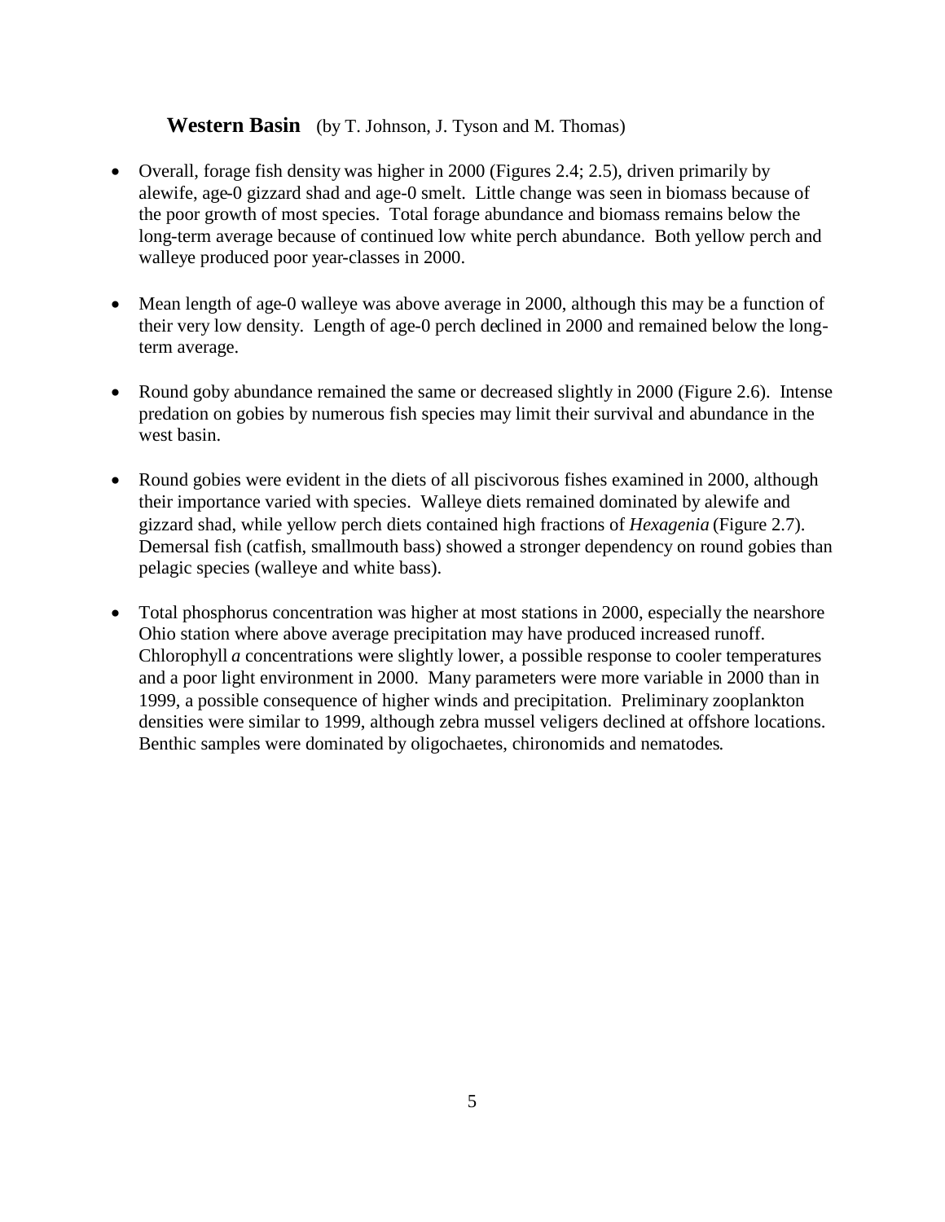### **Western Basin** (by T. Johnson, J. Tyson and M. Thomas)

- Overall, forage fish density was higher in 2000 (Figures 2.4; 2.5), driven primarily by alewife, age-0 gizzard shad and age-0 smelt. Little change was seen in biomass because of the poor growth of most species. Total forage abundance and biomass remains below the long-term average because of continued low white perch abundance. Both yellow perch and walleye produced poor year-classes in 2000.

- Mean length of age-0 walleye was above average in 2000, although this may be a function of their very low density. Length of age-0 perch declined in 2000 and remained below the long-term average.

- Round goby abundance remained the same or decreased slightly in 2000 (Figure 2.6). Intense predation on gobies by numerous fish species may limit their survival and abundance in the west basin.

- Round gobies were evident in the diets of all piscivorous fishes examined in 2000, although their importance varied with species. Walleye diets remained dominated by alewife and gizzard shad, while yellow perch diets contained high fractions of *Hexagenia* (Figure 2.7). Demersal fish (catfish, smallmouth bass) showed a stronger dependency on round gobies than pelagic species (walleye and white bass).

- Total phosphorus concentration was higher at most stations in 2000, especially the nearshore Ohio station where above average precipitation may have produced increased runoff. Chlorophyll *a* concentrations were slightly lower, a possible response to cooler temperatures and a poor light environment in 2000. Many parameters were more variable in 2000 than in 1999, a possible consequence of higher winds and precipitation. Preliminary zooplankton densities were similar to 1999, although zebra mussel veligers declined at offshore locations. Benthic samples were dominated by oligochaetes, chironomids and nematodes.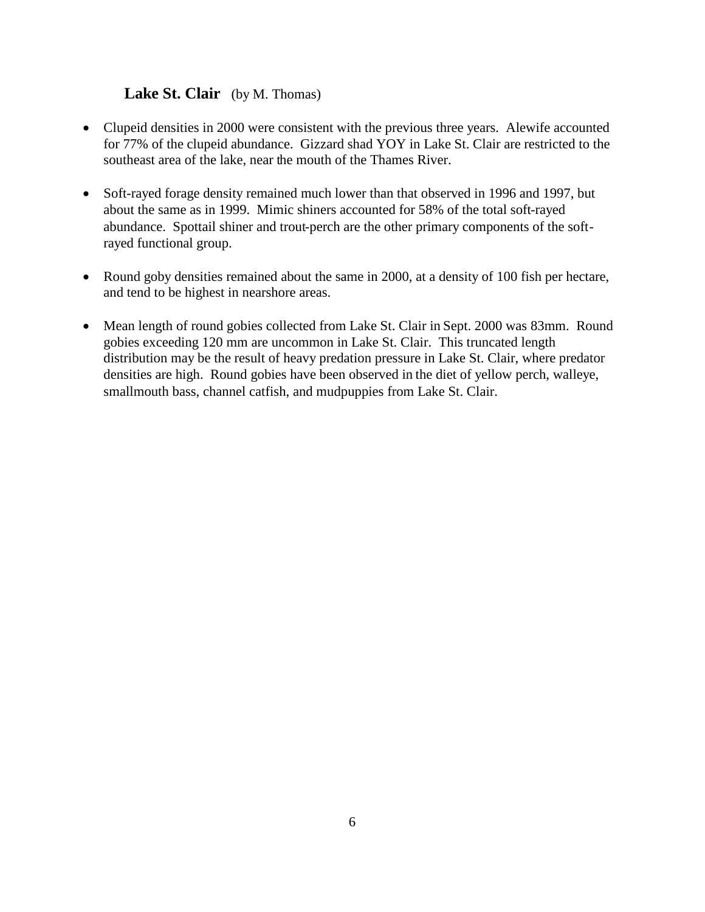## **Lake St. Clair** (by M. Thomas)

- Clupeid densities in 2000 were consistent with the previous three years. Alewife accounted for 77% of the clupeid abundance. Gizzard shad YOY in Lake St. Clair are restricted to the southeast area of the lake, near the mouth of the Thames River.

- Soft-rayed forage density remained much lower than that observed in 1996 and 1997, but about the same as in 1999. Mimic shiners accounted for 58% of the total soft-rayed abundance. Spottail shiner and trout-perch are the other primary components of the soft-rayed functional group.

- Round goby densities remained about the same in 2000, at a density of 100 fish per hectare, and tend to be highest in nearshore areas.

- Mean length of round gobies collected from Lake St. Clair in Sept. 2000 was 83mm. Round gobies exceeding 120 mm are uncommon in Lake St. Clair. This truncated length distribution may be the result of heavy predation pressure in Lake St. Clair, where predator densities are high. Round gobies have been observed in the diet of yellow perch, walleye, smallmouth bass, channel catfish, and mudpuppies from Lake St. Clair.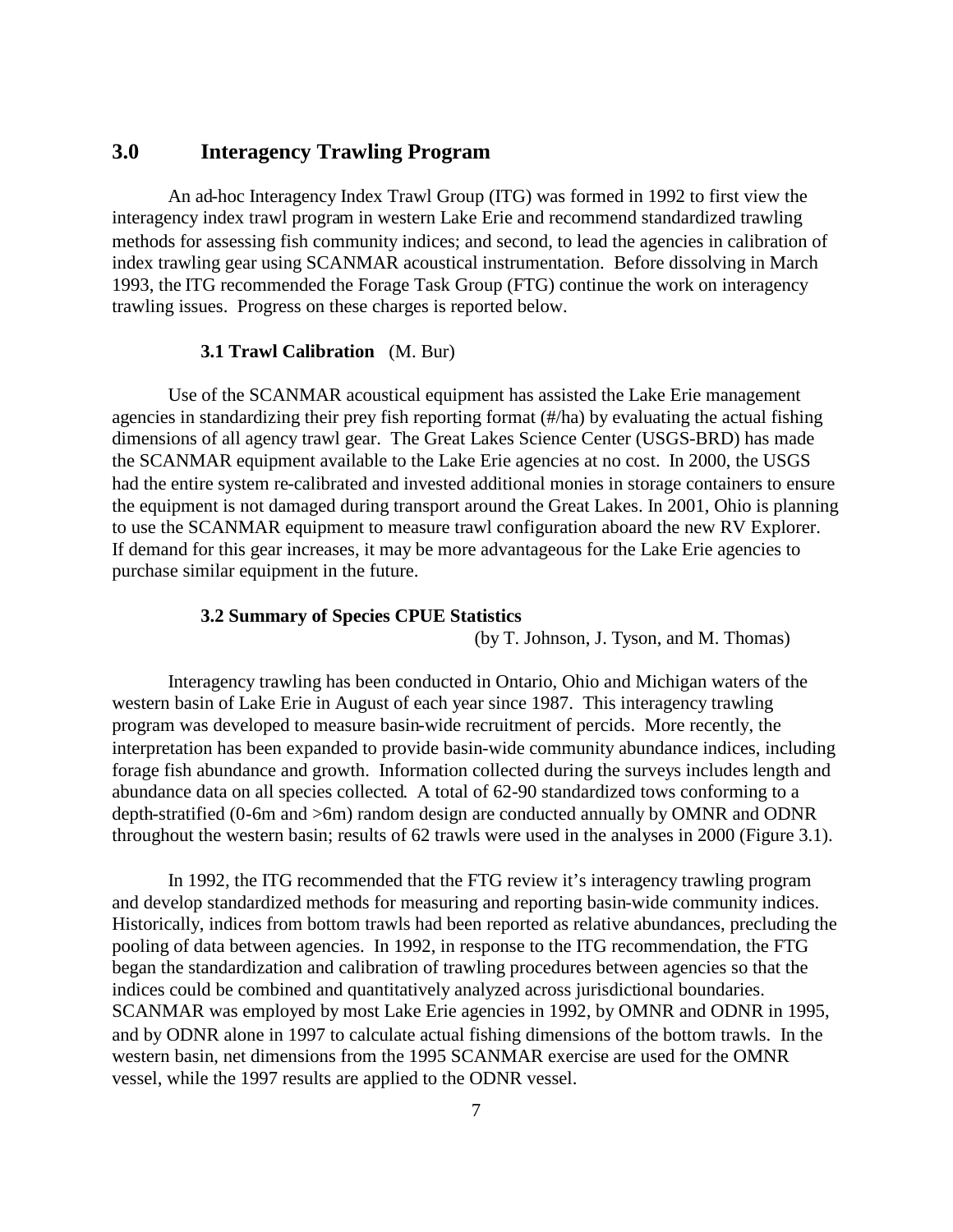## 3.0 Interagency Trawling Program

An ad-hoc Interagency Index Trawl Group (ITG) was formed in 1992 to first view the interagency index trawl program in western Lake Erie and recommend standardized trawling methods for assessing fish community indices; and second, to lead the agencies in calibration of index trawling gear using SCANMAR acoustical instrumentation. Before dissolving in March 1993, the ITG recommended the Forage Task Group (FTG) continue the work on interagency trawling issues. Progress on these charges is reported below.

### 3.1 Trawl Calibration (M. Bur)

Use of the SCANMAR acoustical equipment has assisted the Lake Erie management agencies in standardizing their prey fish reporting format (#/ha) by evaluating the actual fishing dimensions of all agency trawl gear. The Great Lakes Science Center (USGS-BRD) has made the SCANMAR equipment available to the Lake Erie agencies at no cost. In 2000, the USGS had the entire system re-calibrated and invested additional monies in storage containers to ensure the equipment is not damaged during transport around the Great Lakes. In 2001, Ohio is planning to use the SCANMAR equipment to measure trawl configuration aboard the new RV Explorer. If demand for this gear increases, it may be more advantageous for the Lake Erie agencies to purchase similar equipment in the future.

### 3.2 Summary of Species CPUE Statistics

(by T. Johnson, J. Tyson, and M. Thomas)

Interagency trawling has been conducted in Ontario, Ohio and Michigan waters of the western basin of Lake Erie in August of each year since 1987. This interagency trawling program was developed to measure basin-wide recruitment of percids. More recently, the interpretation has been expanded to provide basin-wide community abundance indices, including forage fish abundance and growth. Information collected during the surveys includes length and abundance data on all species collected. A total of 62-90 standardized tows conforming to a depth-stratified (0-6m and >6m) random design are conducted annually by OMNR and ODNR throughout the western basin; results of 62 trawls were used in the analyses in 2000 (Figure 3.1).

In 1992, the ITG recommended that the FTG review it's interagency trawling program and develop standardized methods for measuring and reporting basin-wide community indices. Historically, indices from bottom trawls had been reported as relative abundances, precluding the pooling of data between agencies. In 1992, in response to the ITG recommendation, the FTG began the standardization and calibration of trawling procedures between agencies so that the indices could be combined and quantitatively analyzed across jurisdictional boundaries. SCANMAR was employed by most Lake Erie agencies in 1992, by OMNR and ODNR in 1995, and by ODNR alone in 1997 to calculate actual fishing dimensions of the bottom trawls. In the western basin, net dimensions from the 1995 SCANMAR exercise are used for the OMNR vessel, while the 1997 results are applied to the ODNR vessel.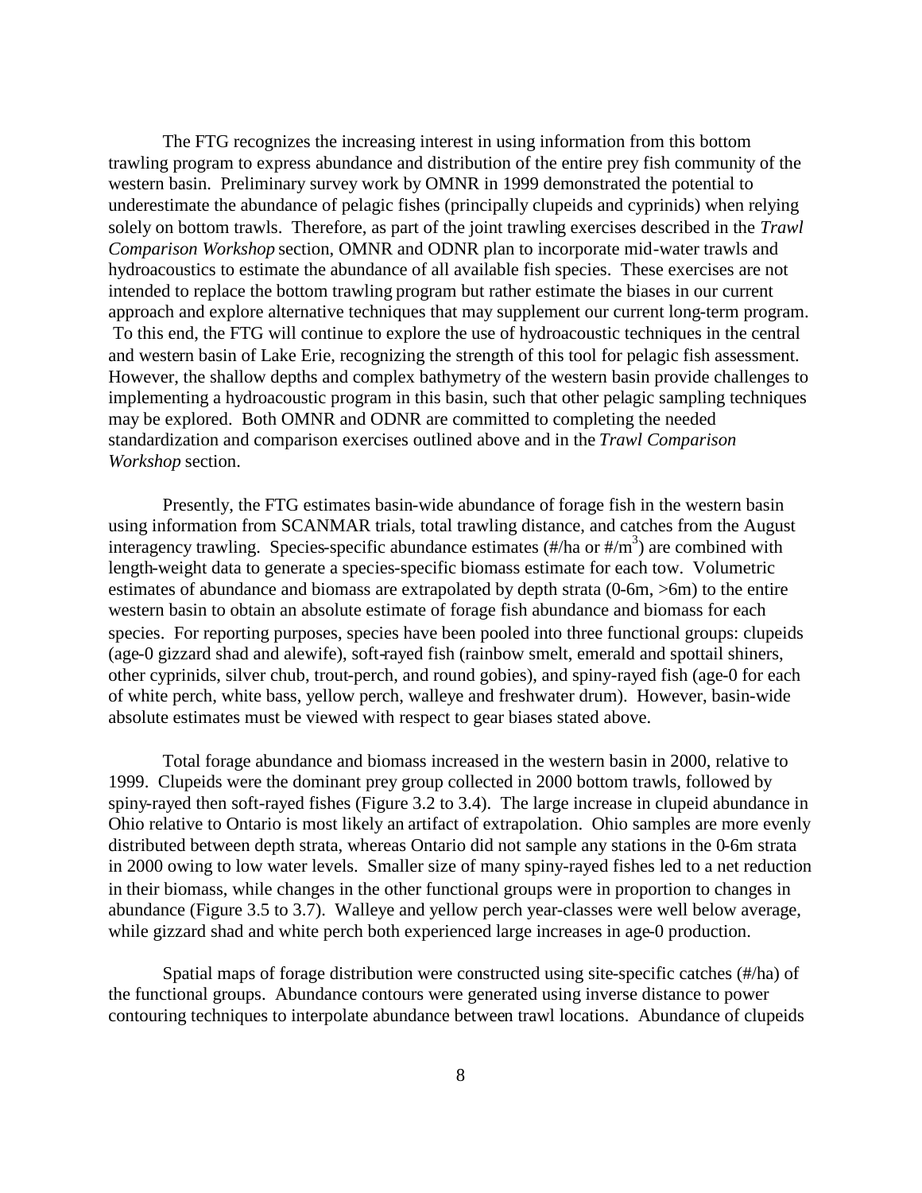The FTG recognizes the increasing interest in using information from this bottom trawling program to express abundance and distribution of the entire prey fish community of the western basin. Preliminary survey work by OMNR in 1999 demonstrated the potential to underestimate the abundance of pelagic fishes (principally clupeids and cyprinids) when relying solely on bottom trawls. Therefore, as part of the joint trawling exercises described in the *Trawl Comparison Workshop* section, OMNR and ODNR plan to incorporate mid-water trawls and hydroacoustics to estimate the abundance of all available fish species. These exercises are not intended to replace the bottom trawling program but rather estimate the biases in our current approach and explore alternative techniques that may supplement our current long-term program. To this end, the FTG will continue to explore the use of hydroacoustic techniques in the central and western basin of Lake Erie, recognizing the strength of this tool for pelagic fish assessment. However, the shallow depths and complex bathymetry of the western basin provide challenges to implementing a hydroacoustic program in this basin, such that other pelagic sampling techniques may be explored. Both OMNR and ODNR are committed to completing the needed standardization and comparison exercises outlined above and in the *Trawl Comparison Workshop* section.

Presently, the FTG estimates basin-wide abundance of forage fish in the western basin using information from SCANMAR trials, total trawling distance, and catches from the August interagency trawling. Species-specific abundance estimates (#/ha or $\#/m^3$) are combined with length-weight data to generate a species-specific biomass estimate for each tow. Volumetric estimates of abundance and biomass are extrapolated by depth strata (0-6m, >6m) to the entire western basin to obtain an absolute estimate of forage fish abundance and biomass for each species. For reporting purposes, species have been pooled into three functional groups: clupeids (age-0 gizzard shad and alewife), soft-rayed fish (rainbow smelt, emerald and spottail shiners, other cyprinids, silver chub, trout-perch, and round gobies), and spiny-rayed fish (age-0 for each of white perch, white bass, yellow perch, walleye and freshwater drum). However, basin-wide absolute estimates must be viewed with respect to gear biases stated above.

Total forage abundance and biomass increased in the western basin in 2000, relative to 1999. Clupeids were the dominant prey group collected in 2000 bottom trawls, followed by spiny-rayed then soft-rayed fishes (Figure 3.2 to 3.4). The large increase in clupeid abundance in Ohio relative to Ontario is most likely an artifact of extrapolation. Ohio samples are more evenly distributed between depth strata, whereas Ontario did not sample any stations in the 0-6m strata in 2000 owing to low water levels. Smaller size of many spiny-rayed fishes led to a net reduction in their biomass, while changes in the other functional groups were in proportion to changes in abundance (Figure 3.5 to 3.7). Walleye and yellow perch year-classes were well below average, while gizzard shad and white perch both experienced large increases in age-0 production.

Spatial maps of forage distribution were constructed using site-specific catches (#/ha) of the functional groups. Abundance contours were generated using inverse distance to power contouring techniques to interpolate abundance between trawl locations. Abundance of clupeids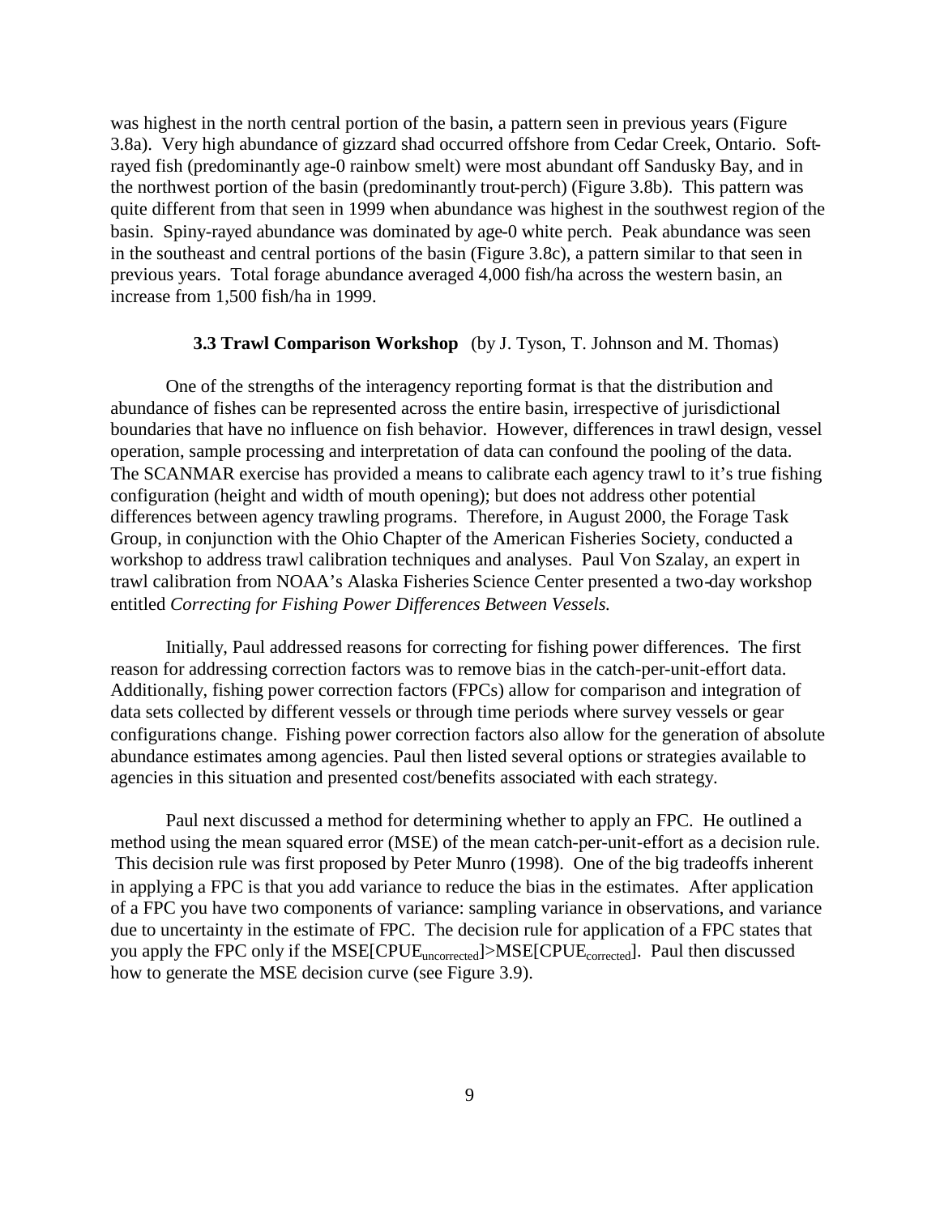was highest in the north central portion of the basin, a pattern seen in previous years (Figure 3.8a). Very high abundance of gizzard shad occurred offshore from Cedar Creek, Ontario. Soft-rayed fish (predominantly age-0 rainbow smelt) were most abundant off Sandusky Bay, and in the northwest portion of the basin (predominantly trout-perch) (Figure 3.8b). This pattern was quite different from that seen in 1999 when abundance was highest in the southwest region of the basin. Spiny-rayed abundance was dominated by age-0 white perch. Peak abundance was seen in the southeast and central portions of the basin (Figure 3.8c), a pattern similar to that seen in previous years. Total forage abundance averaged 4,000 fish/ha across the western basin, an increase from 1,500 fish/ha in 1999.

### 3.3 Trawl Comparison Workshop (by J. Tyson, T. Johnson and M. Thomas)

One of the strengths of the interagency reporting format is that the distribution and abundance of fishes can be represented across the entire basin, irrespective of jurisdictional boundaries that have no influence on fish behavior. However, differences in trawl design, vessel operation, sample processing and interpretation of data can confound the pooling of the data. The SCANMAR exercise has provided a means to calibrate each agency trawl to it's true fishing configuration (height and width of mouth opening); but does not address other potential differences between agency trawling programs. Therefore, in August 2000, the Forage Task Group, in conjunction with the Ohio Chapter of the American Fisheries Society, conducted a workshop to address trawl calibration techniques and analyses. Paul Von Szalay, an expert in trawl calibration from NOAA's Alaska Fisheries Science Center presented a two-day workshop entitled *Correcting for Fishing Power Differences Between Vessels.*

Initially, Paul addressed reasons for correcting for fishing power differences. The first reason for addressing correction factors was to remove bias in the catch-per-unit-effort data. Additionally, fishing power correction factors (FPCs) allow for comparison and integration of data sets collected by different vessels or through time periods where survey vessels or gear configurations change. Fishing power correction factors also allow for the generation of absolute abundance estimates among agencies. Paul then listed several options or strategies available to agencies in this situation and presented cost/benefits associated with each strategy.

Paul next discussed a method for determining whether to apply an FPC. He outlined a method using the mean squared error (MSE) of the mean catch-per-unit-effort as a decision rule. This decision rule was first proposed by Peter Munro (1998). One of the big tradeoffs inherent in applying a FPC is that you add variance to reduce the bias in the estimates. After application of a FPC you have two components of variance: sampling variance in observations, and variance due to uncertainty in the estimate of FPC. The decision rule for application of a FPC states that you apply the FPC only if the $MSE[CPUE_{uncorrected}] > MSE[CPUE_{corrected}]$. Paul then discussed how to generate the MSE decision curve (see Figure 3.9).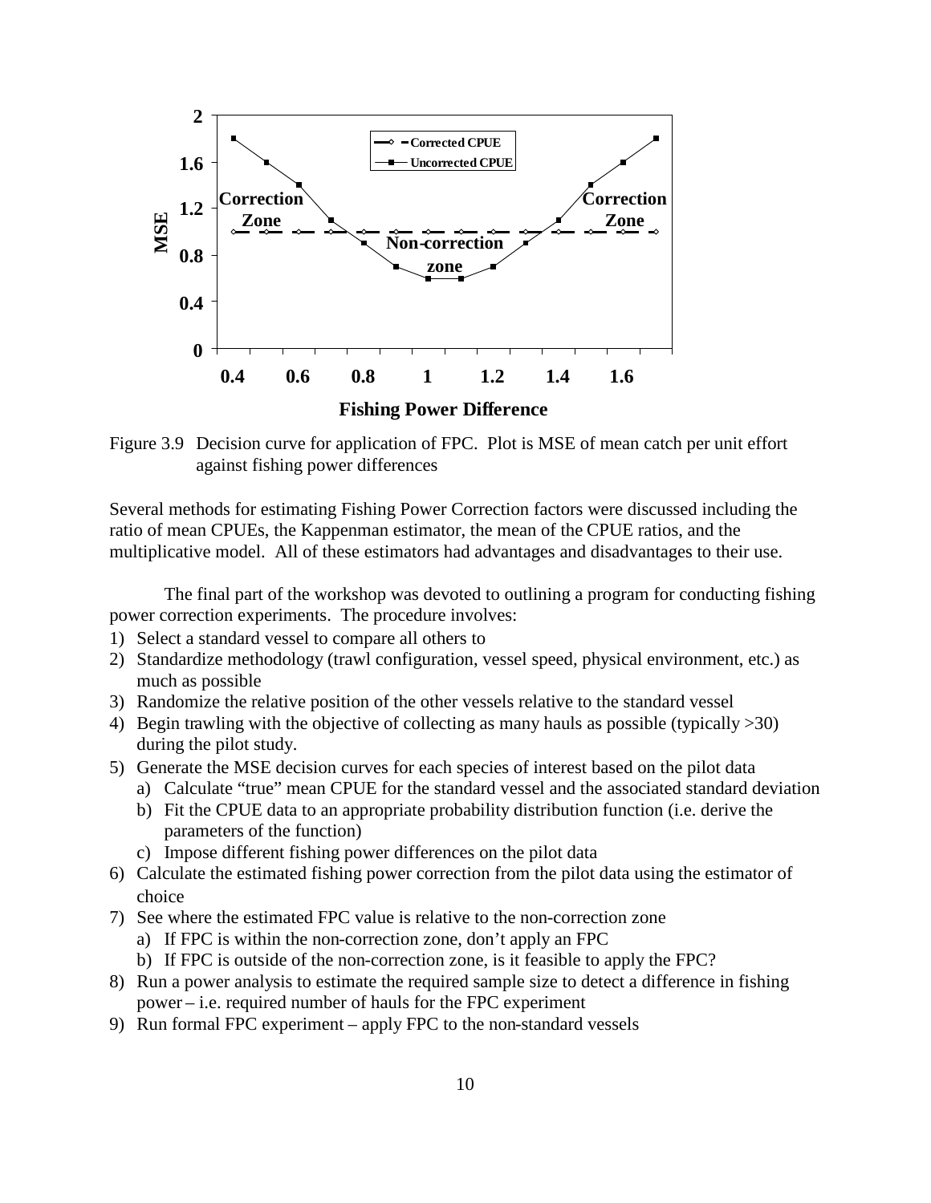Figure 3.9 Decision curve for application of FPC. Plot is MSE of mean catch per unit effort against fishing power differences

Several methods for estimating Fishing Power Correction factors were discussed including the ratio of mean CPUEs, the Kappenman estimator, the mean of the CPUE ratios, and the multiplicative model. All of these estimators had advantages and disadvantages to their use.

The final part of the workshop was devoted to outlining a program for conducting fishing power correction experiments. The procedure involves:

1) Select a standard vessel to compare all others to
2) Standardize methodology (trawl configuration, vessel speed, physical environment, etc.) as much as possible
3) Randomize the relative position of the other vessels relative to the standard vessel
4) Begin trawling with the objective of collecting as many hauls as possible (typically >30) during the pilot study.
5) Generate the MSE decision curves for each species of interest based on the pilot data
    a) Calculate "true" mean CPUE for the standard vessel and the associated standard deviation
    b) Fit the CPUE data to an appropriate probability distribution function (i.e. derive the parameters of the function)
    c) Impose different fishing power differences on the pilot data
6) Calculate the estimated fishing power correction from the pilot data using the estimator of choice
7) See where the estimated FPC value is relative to the non-correction zone
    a) If FPC is within the non-correction zone, don't apply an FPC
    b) If FPC is outside of the non-correction zone, is it feasible to apply the FPC?
8) Run a power analysis to estimate the required sample size to detect a difference in fishing power – i.e. required number of hauls for the FPC experiment
9) Run formal FPC experiment – apply FPC to the non-standard vessels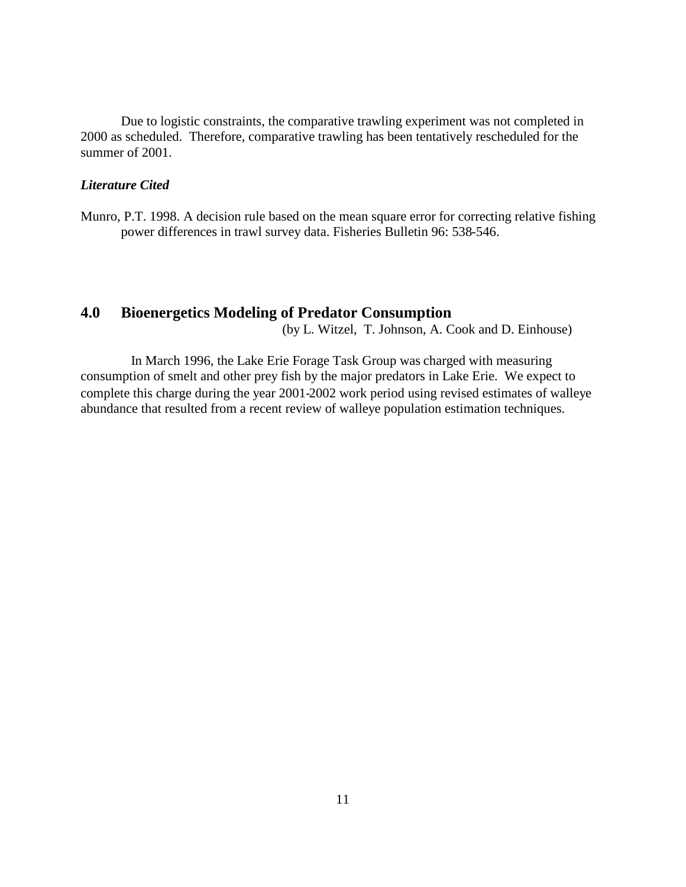Due to logistic constraints, the comparative trawling experiment was not completed in 2000 as scheduled. Therefore, comparative trawling has been tentatively rescheduled for the summer of 2001.

***Literature Cited***

Munro, P.T. 1998. A decision rule based on the mean square error for correcting relative fishing power differences in trawl survey data. Fisheries Bulletin 96: 538-546.

## 4.0 Bioenergetics Modeling of Predator Consumption

(by L. Witzel, T. Johnson, A. Cook and D. Einhouse)

In March 1996, the Lake Erie Forage Task Group was charged with measuring consumption of smelt and other prey fish by the major predators in Lake Erie. We expect to complete this charge during the year 2001-2002 work period using revised estimates of walleye abundance that resulted from a recent review of walleye population estimation techniques.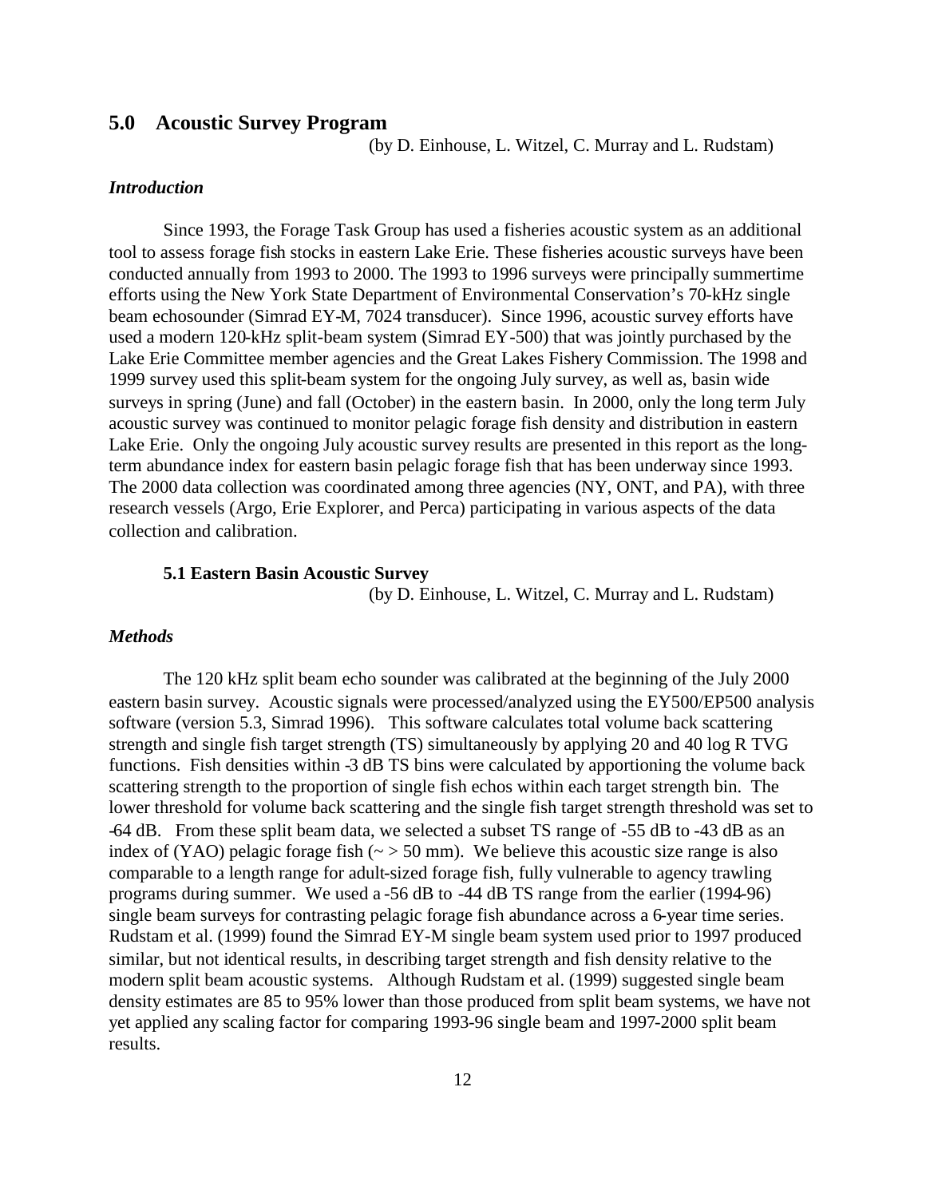## 5.0 Acoustic Survey Program

(by D. Einhouse, L. Witzel, C. Murray and L. Rudstam)

### *Introduction*

Since 1993, the Forage Task Group has used a fisheries acoustic system as an additional tool to assess forage fish stocks in eastern Lake Erie. These fisheries acoustic surveys have been conducted annually from 1993 to 2000. The 1993 to 1996 surveys were principally summertime efforts using the New York State Department of Environmental Conservation's 70-kHz single beam echosounder (Simrad EY-M, 7024 transducer). Since 1996, acoustic survey efforts have used a modern 120-kHz split-beam system (Simrad EY-500) that was jointly purchased by the Lake Erie Committee member agencies and the Great Lakes Fishery Commission. The 1998 and 1999 survey used this split-beam system for the ongoing July survey, as well as, basin wide surveys in spring (June) and fall (October) in the eastern basin. In 2000, only the long term July acoustic survey was continued to monitor pelagic forage fish density and distribution in eastern Lake Erie. Only the ongoing July acoustic survey results are presented in this report as the long-term abundance index for eastern basin pelagic forage fish that has been underway since 1993. The 2000 data collection was coordinated among three agencies (NY, ONT, and PA), with three research vessels (Argo, Erie Explorer, and Perca) participating in various aspects of the data collection and calibration.

### 5.1 Eastern Basin Acoustic Survey

(by D. Einhouse, L. Witzel, C. Murray and L. Rudstam)

### *Methods*

The 120 kHz split beam echo sounder was calibrated at the beginning of the July 2000 eastern basin survey. Acoustic signals were processed/analyzed using the EY500/EP500 analysis software (version 5.3, Simrad 1996). This software calculates total volume back scattering strength and single fish target strength (TS) simultaneously by applying 20 and 40 log R TVG functions. Fish densities within -3 dB TS bins were calculated by apportioning the volume back scattering strength to the proportion of single fish echos within each target strength bin. The lower threshold for volume back scattering and the single fish target strength threshold was set to -64 dB. From these split beam data, we selected a subset TS range of -55 dB to -43 dB as an index of (YAO) pelagic forage fish (~ > 50 mm). We believe this acoustic size range is also comparable to a length range for adult-sized forage fish, fully vulnerable to agency trawling programs during summer. We used a -56 dB to -44 dB TS range from the earlier (1994-96) single beam surveys for contrasting pelagic forage fish abundance across a 6-year time series. Rudstam et al. (1999) found the Simrad EY-M single beam system used prior to 1997 produced similar, but not identical results, in describing target strength and fish density relative to the modern split beam acoustic systems. Although Rudstam et al. (1999) suggested single beam density estimates are 85 to 95% lower than those produced from split beam systems, we have not yet applied any scaling factor for comparing 1993-96 single beam and 1997-2000 split beam results.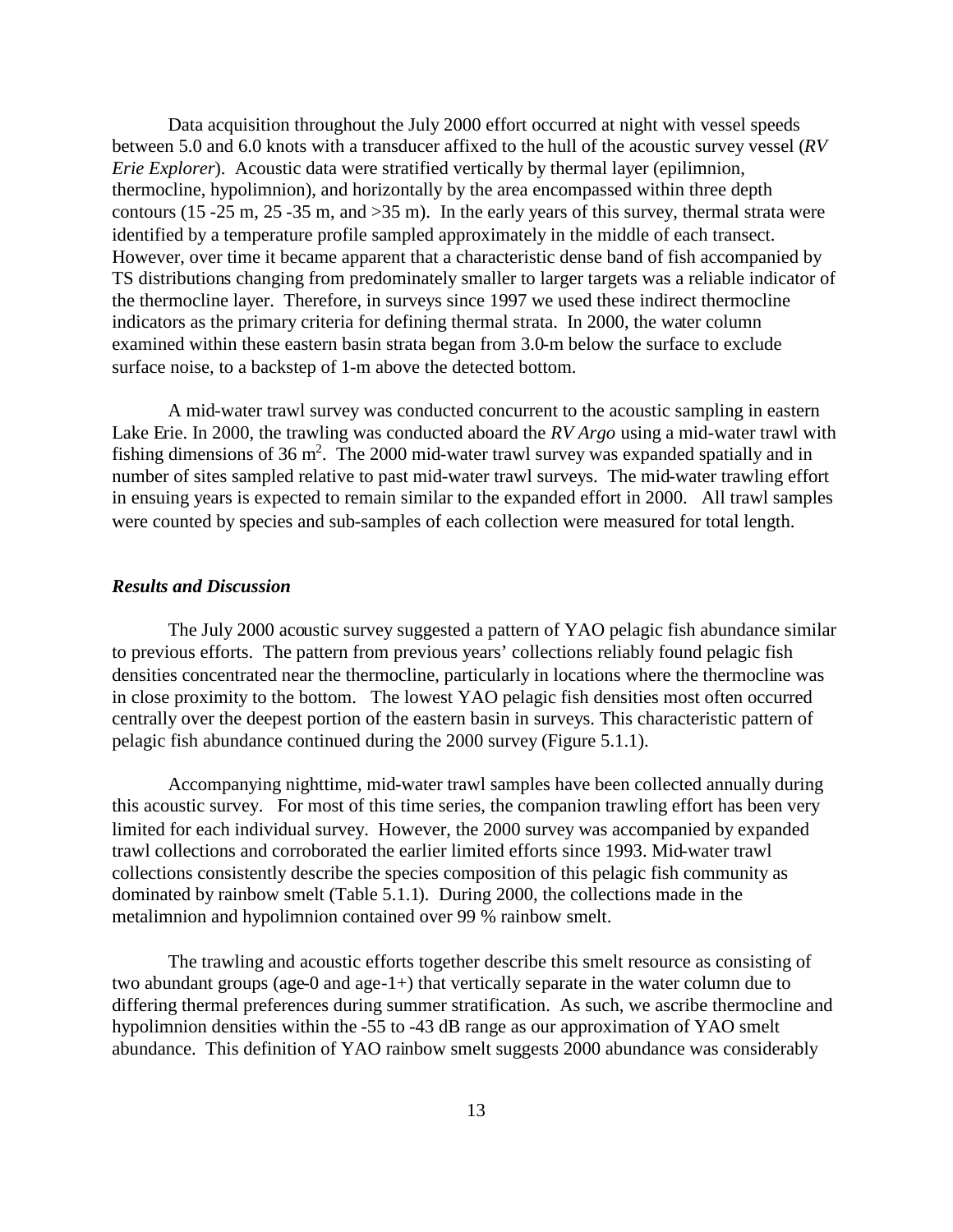Data acquisition throughout the July 2000 effort occurred at night with vessel speeds between 5.0 and 6.0 knots with a transducer affixed to the hull of the acoustic survey vessel (*RV Erie Explorer*). Acoustic data were stratified vertically by thermal layer (epilimnion, thermocline, hypolimnion), and horizontally by the area encompassed within three depth contours (15 -25 m, 25 -35 m, and >35 m). In the early years of this survey, thermal strata were identified by a temperature profile sampled approximately in the middle of each transect. However, over time it became apparent that a characteristic dense band of fish accompanied by TS distributions changing from predominately smaller to larger targets was a reliable indicator of the thermocline layer. Therefore, in surveys since 1997 we used these indirect thermocline indicators as the primary criteria for defining thermal strata. In 2000, the water column examined within these eastern basin strata began from 3.0-m below the surface to exclude surface noise, to a backstep of 1-m above the detected bottom.

A mid-water trawl survey was conducted concurrent to the acoustic sampling in eastern Lake Erie. In 2000, the trawling was conducted aboard the *RV Argo* using a mid-water trawl with fishing dimensions of 36 $m^2$. The 2000 mid-water trawl survey was expanded spatially and in number of sites sampled relative to past mid-water trawl surveys. The mid-water trawling effort in ensuing years is expected to remain similar to the expanded effort in 2000. All trawl samples were counted by species and sub-samples of each collection were measured for total length.

### *Results and Discussion*

The July 2000 acoustic survey suggested a pattern of YAO pelagic fish abundance similar to previous efforts. The pattern from previous years' collections reliably found pelagic fish densities concentrated near the thermocline, particularly in locations where the thermocline was in close proximity to the bottom. The lowest YAO pelagic fish densities most often occurred centrally over the deepest portion of the eastern basin in surveys. This characteristic pattern of pelagic fish abundance continued during the 2000 survey (Figure 5.1.1).

Accompanying nighttime, mid-water trawl samples have been collected annually during this acoustic survey. For most of this time series, the companion trawling effort has been very limited for each individual survey. However, the 2000 survey was accompanied by expanded trawl collections and corroborated the earlier limited efforts since 1993. Mid-water trawl collections consistently describe the species composition of this pelagic fish community as dominated by rainbow smelt (Table 5.1.1). During 2000, the collections made in the metalimnion and hypolimnion contained over 99 % rainbow smelt.

The trawling and acoustic efforts together describe this smelt resource as consisting of two abundant groups (age-0 and age-1+) that vertically separate in the water column due to differing thermal preferences during summer stratification. As such, we ascribe thermocline and hypolimnion densities within the -55 to -43 dB range as our approximation of YAO smelt abundance. This definition of YAO rainbow smelt suggests 2000 abundance was considerably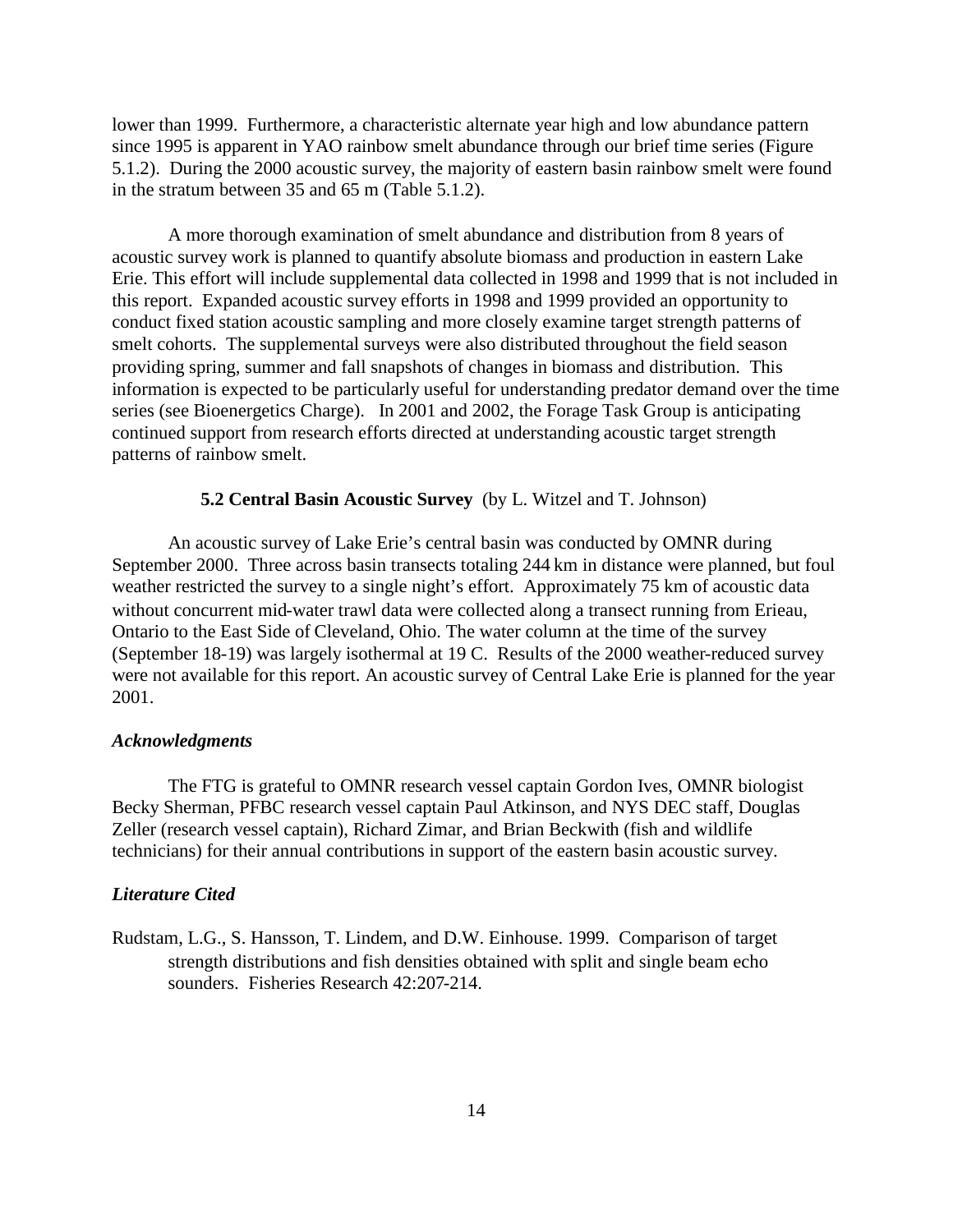lower than 1999. Furthermore, a characteristic alternate year high and low abundance pattern since 1995 is apparent in YAO rainbow smelt abundance through our brief time series (Figure 5.1.2). During the 2000 acoustic survey, the majority of eastern basin rainbow smelt were found in the stratum between 35 and 65 m (Table 5.1.2).

A more thorough examination of smelt abundance and distribution from 8 years of acoustic survey work is planned to quantify absolute biomass and production in eastern Lake Erie. This effort will include supplemental data collected in 1998 and 1999 that is not included in this report. Expanded acoustic survey efforts in 1998 and 1999 provided an opportunity to conduct fixed station acoustic sampling and more closely examine target strength patterns of smelt cohorts. The supplemental surveys were also distributed throughout the field season providing spring, summer and fall snapshots of changes in biomass and distribution. This information is expected to be particularly useful for understanding predator demand over the time series (see Bioenergetics Charge). In 2001 and 2002, the Forage Task Group is anticipating continued support from research efforts directed at understanding acoustic target strength patterns of rainbow smelt.

### 5.2 Central Basin Acoustic Survey (by L. Witzel and T. Johnson)

An acoustic survey of Lake Erie's central basin was conducted by OMNR during September 2000. Three across basin transects totaling 244 km in distance were planned, but foul weather restricted the survey to a single night's effort. Approximately 75 km of acoustic data without concurrent mid-water trawl data were collected along a transect running from Erieau, Ontario to the East Side of Cleveland, Ohio. The water column at the time of the survey (September 18-19) was largely isothermal at 19 C. Results of the 2000 weather-reduced survey were not available for this report. An acoustic survey of Central Lake Erie is planned for the year 2001.

#### *Acknowledgments*

The FTG is grateful to OMNR research vessel captain Gordon Ives, OMNR biologist Becky Sherman, PFBC research vessel captain Paul Atkinson, and NYS DEC staff, Douglas Zeller (research vessel captain), Richard Zimar, and Brian Beckwith (fish and wildlife technicians) for their annual contributions in support of the eastern basin acoustic survey.

#### *Literature Cited*

Rudstam, L.G., S. Hansson, T. Lindem, and D.W. Einhouse. 1999. Comparison of target strength distributions and fish densities obtained with split and single beam echo sounders. Fisheries Research 42:207-214.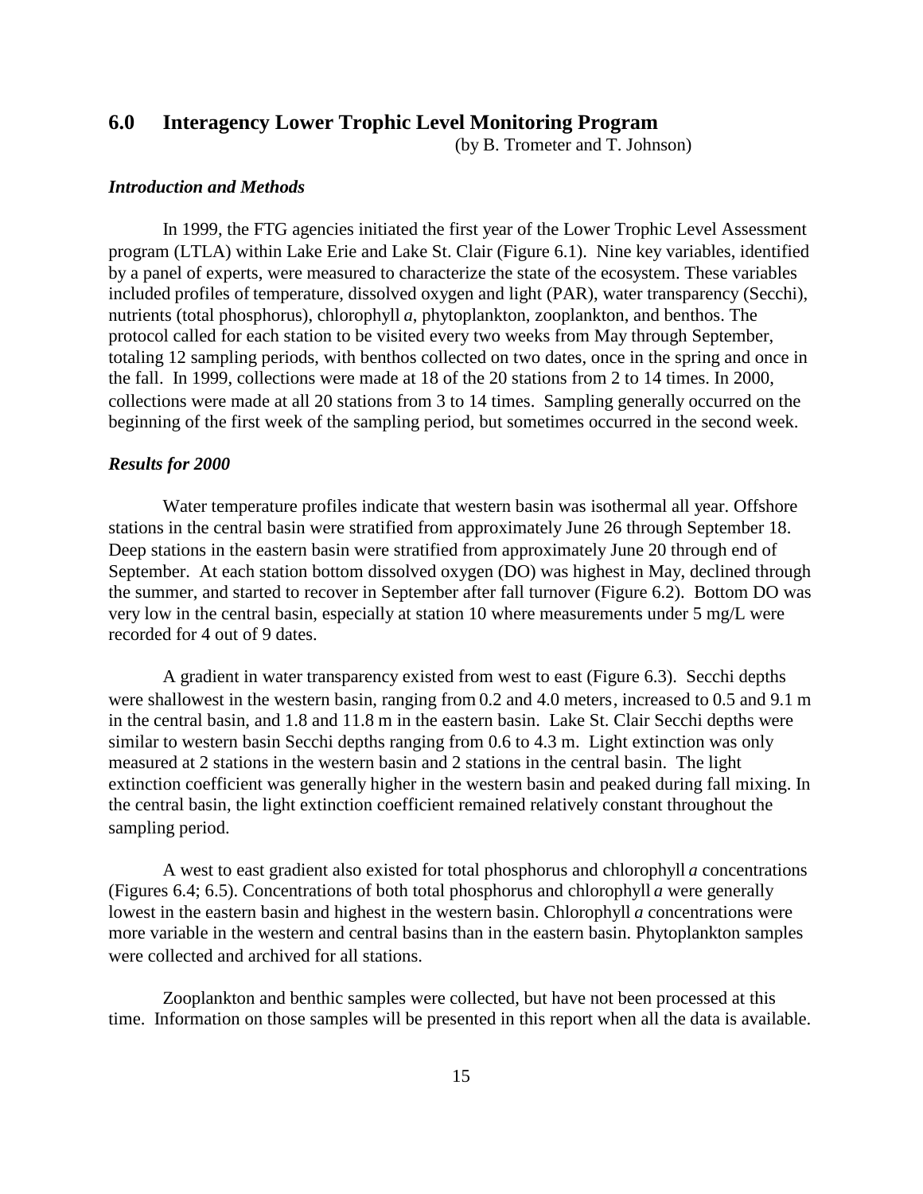## 6.0 Interagency Lower Trophic Level Monitoring Program

(by B. Trometer and T. Johnson)

### *Introduction and Methods*

In 1999, the FTG agencies initiated the first year of the Lower Trophic Level Assessment program (LTLA) within Lake Erie and Lake St. Clair (Figure 6.1). Nine key variables, identified by a panel of experts, were measured to characterize the state of the ecosystem. These variables included profiles of temperature, dissolved oxygen and light (PAR), water transparency (Secchi), nutrients (total phosphorus), chlorophyll *a*, phytoplankton, zooplankton, and benthos. The protocol called for each station to be visited every two weeks from May through September, totaling 12 sampling periods, with benthos collected on two dates, once in the spring and once in the fall. In 1999, collections were made at 18 of the 20 stations from 2 to 14 times. In 2000, collections were made at all 20 stations from 3 to 14 times. Sampling generally occurred on the beginning of the first week of the sampling period, but sometimes occurred in the second week.

### *Results for 2000*

Water temperature profiles indicate that western basin was isothermal all year. Offshore stations in the central basin were stratified from approximately June 26 through September 18. Deep stations in the eastern basin were stratified from approximately June 20 through end of September. At each station bottom dissolved oxygen (DO) was highest in May, declined through the summer, and started to recover in September after fall turnover (Figure 6.2). Bottom DO was very low in the central basin, especially at station 10 where measurements under 5 mg/L were recorded for 4 out of 9 dates.

A gradient in water transparency existed from west to east (Figure 6.3). Secchi depths were shallowest in the western basin, ranging from 0.2 and 4.0 meters, increased to 0.5 and 9.1 m in the central basin, and 1.8 and 11.8 m in the eastern basin. Lake St. Clair Secchi depths were similar to western basin Secchi depths ranging from 0.6 to 4.3 m. Light extinction was only measured at 2 stations in the western basin and 2 stations in the central basin. The light extinction coefficient was generally higher in the western basin and peaked during fall mixing. In the central basin, the light extinction coefficient remained relatively constant throughout the sampling period.

A west to east gradient also existed for total phosphorus and chlorophyll *a* concentrations (Figures 6.4; 6.5). Concentrations of both total phosphorus and chlorophyll *a* were generally lowest in the eastern basin and highest in the western basin. Chlorophyll *a* concentrations were more variable in the western and central basins than in the eastern basin. Phytoplankton samples were collected and archived for all stations.

Zooplankton and benthic samples were collected, but have not been processed at this time. Information on those samples will be presented in this report when all the data is available.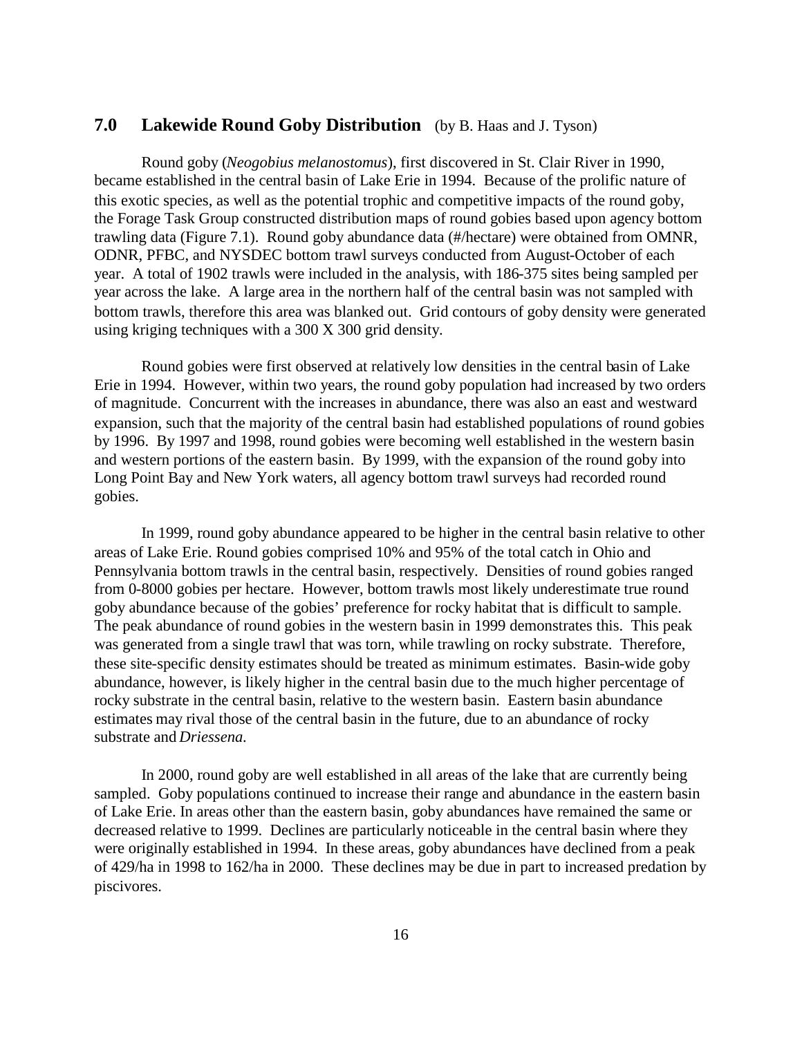## 7.0 Lakewide Round Goby Distribution (by B. Haas and J. Tyson)

Round goby (*Neogobius melanostomus*), first discovered in St. Clair River in 1990, became established in the central basin of Lake Erie in 1994. Because of the prolific nature of this exotic species, as well as the potential trophic and competitive impacts of the round goby, the Forage Task Group constructed distribution maps of round gobies based upon agency bottom trawling data (Figure 7.1). Round goby abundance data (#/hectare) were obtained from OMNR, ODNR, PFBC, and NYSDEC bottom trawl surveys conducted from August-October of each year. A total of 1902 trawls were included in the analysis, with 186-375 sites being sampled per year across the lake. A large area in the northern half of the central basin was not sampled with bottom trawls, therefore this area was blanked out. Grid contours of goby density were generated using kriging techniques with a 300 X 300 grid density.

Round gobies were first observed at relatively low densities in the central basin of Lake Erie in 1994. However, within two years, the round goby population had increased by two orders of magnitude. Concurrent with the increases in abundance, there was also an east and westward expansion, such that the majority of the central basin had established populations of round gobies by 1996. By 1997 and 1998, round gobies were becoming well established in the western basin and western portions of the eastern basin. By 1999, with the expansion of the round goby into Long Point Bay and New York waters, all agency bottom trawl surveys had recorded round gobies.

In 1999, round goby abundance appeared to be higher in the central basin relative to other areas of Lake Erie. Round gobies comprised 10% and 95% of the total catch in Ohio and Pennsylvania bottom trawls in the central basin, respectively. Densities of round gobies ranged from 0-8000 gobies per hectare. However, bottom trawls most likely underestimate true round goby abundance because of the gobies' preference for rocky habitat that is difficult to sample. The peak abundance of round gobies in the western basin in 1999 demonstrates this. This peak was generated from a single trawl that was torn, while trawling on rocky substrate. Therefore, these site-specific density estimates should be treated as minimum estimates. Basin-wide goby abundance, however, is likely higher in the central basin due to the much higher percentage of rocky substrate in the central basin, relative to the western basin. Eastern basin abundance estimates may rival those of the central basin in the future, due to an abundance of rocky substrate and *Driessena.*

In 2000, round goby are well established in all areas of the lake that are currently being sampled. Goby populations continued to increase their range and abundance in the eastern basin of Lake Erie. In areas other than the eastern basin, goby abundances have remained the same or decreased relative to 1999. Declines are particularly noticeable in the central basin where they were originally established in 1994. In these areas, goby abundances have declined from a peak of 429/ha in 1998 to 162/ha in 2000. These declines may be due in part to increased predation by piscivores.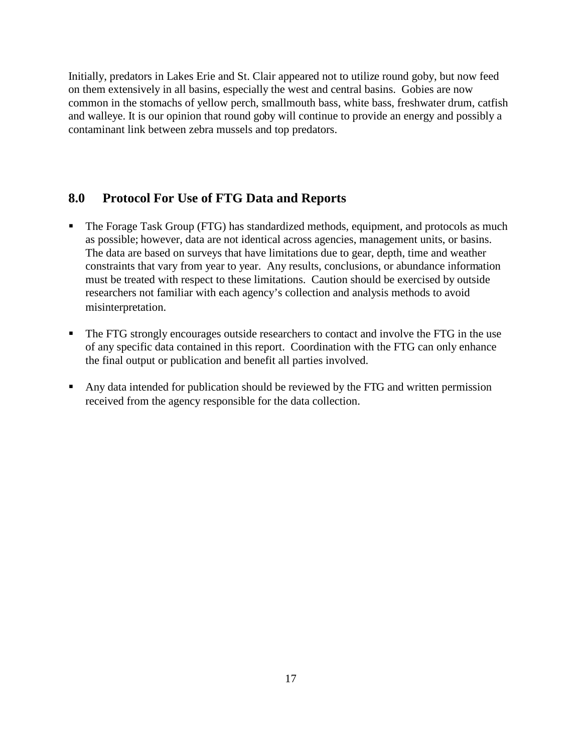Initially, predators in Lakes Erie and St. Clair appeared not to utilize round goby, but now feed on them extensively in all basins, especially the west and central basins. Gobies are now common in the stomachs of yellow perch, smallmouth bass, white bass, freshwater drum, catfish and walleye. It is our opinion that round goby will continue to provide an energy and possibly a contaminant link between zebra mussels and top predators.

## 8.0 Protocol For Use of FTG Data and Reports

- The Forage Task Group (FTG) has standardized methods, equipment, and protocols as much as possible; however, data are not identical across agencies, management units, or basins. The data are based on surveys that have limitations due to gear, depth, time and weather constraints that vary from year to year. Any results, conclusions, or abundance information must be treated with respect to these limitations. Caution should be exercised by outside researchers not familiar with each agency's collection and analysis methods to avoid misinterpretation.

- The FTG strongly encourages outside researchers to contact and involve the FTG in the use of any specific data contained in this report. Coordination with the FTG can only enhance the final output or publication and benefit all parties involved.

- Any data intended for publication should be reviewed by the FTG and written permission received from the agency responsible for the data collection.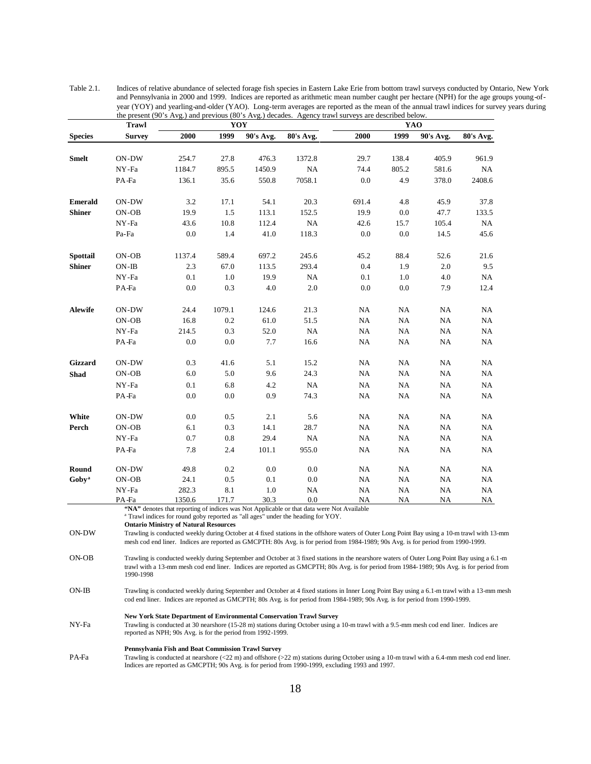Table 2.1. Indices of relative abundance of selected forage fish species in Eastern Lake Erie from bottom trawl surveys conducted by Ontario, New York and Pennsylvania in 2000 and 1999. Indices are reported as arithmetic mean number caught per hectare (NPH) for the age groups young-of-year (YOY) and yearling-and-older (YAO). Long-term averages are reported as the mean of the annual trawl indices for survey years during the present (90's Avg.) and previous (80's Avg.) decades. Agency trawl surveys are described below.

| | Trawl | YOY | | | | YAO | | | |
|---|---|---|---|---|---|---|---|---|---|
| **Species** | **Survey** | **2000** | **1999** | **90's Avg.** | **80's Avg.** | **2000** | **1999** | **90's Avg.** | **80's Avg.** |
| **Smelt** | ON-DW | 254.7 | 27.8 | 476.3 | 1372.8 | 29.7 | 138.4 | 405.9 | 961.9 |
| | NY-Fa | 1184.7 | 895.5 | 1450.9 | NA | 74.4 | 805.2 | 581.6 | NA |
| | PA-Fa | 136.1 | 35.6 | 550.8 | 7058.1 | 0.0 | 4.9 | 378.0 | 2408.6 |
| **Emerald** | ON-DW | 3.2 | 17.1 | 54.1 | 20.3 | 691.4 | 4.8 | 45.9 | 37.8 |
| **Shiner** | ON-OB | 19.9 | 1.5 | 113.1 | 152.5 | 19.9 | 0.0 | 47.7 | 133.5 |
| | NY-Fa | 43.6 | 10.8 | 112.4 | NA | 42.6 | 15.7 | 105.4 | NA |
| | Pa-Fa | 0.0 | 1.4 | 41.0 | 118.3 | 0.0 | 0.0 | 14.5 | 45.6 |
| **Spottail** | ON-OB | 1137.4 | 589.4 | 697.2 | 245.6 | 45.2 | 88.4 | 52.6 | 21.6 |
| **Shiner** | ON-IB | 2.3 | 67.0 | 113.5 | 293.4 | 0.4 | 1.9 | 2.0 | 9.5 |
| | NY-Fa | 0.1 | 1.0 | 19.9 | NA | 0.1 | 1.0 | 4.0 | NA |
| | PA-Fa | 0.0 | 0.3 | 4.0 | 2.0 | 0.0 | 0.0 | 7.9 | 12.4 |
| **Alewife** | ON-DW | 24.4 | 1079.1 | 124.6 | 21.3 | NA | NA | NA | NA |
| | ON-OB | 16.8 | 0.2 | 61.0 | 51.5 | NA | NA | NA | NA |
| | NY-Fa | 214.5 | 0.3 | 52.0 | NA | NA | NA | NA | NA |
| | PA-Fa | 0.0 | 0.0 | 7.7 | 16.6 | NA | NA | NA | NA |
| **Gizzard** | ON-DW | 0.3 | 41.6 | 5.1 | 15.2 | NA | NA | NA | NA |
| **Shad** | ON-OB | 6.0 | 5.0 | 9.6 | 24.3 | NA | NA | NA | NA |
| | NY-Fa | 0.1 | 6.8 | 4.2 | NA | NA | NA | NA | NA |
| | PA-Fa | 0.0 | 0.0 | 0.9 | 74.3 | NA | NA | NA | NA |
| **White** | ON-DW | 0.0 | 0.5 | 2.1 | 5.6 | NA | NA | NA | NA |
| **Perch** | ON-OB | 6.1 | 0.3 | 14.1 | 28.7 | NA | NA | NA | NA |
| | NY-Fa | 0.7 | 0.8 | 29.4 | NA | NA | NA | NA | NA |
| | PA-Fa | 7.8 | 2.4 | 101.1 | 955.0 | NA | NA | NA | NA |
| **Round** | ON-DW | 49.8 | 0.2 | 0.0 | 0.0 | NA | NA | NA | NA |
| **Goby**[a] | ON-OB | 24.1 | 0.5 | 0.1 | 0.0 | NA | NA | NA | NA |
| | NY-Fa | 282.3 | 8.1 | 1.0 | NA | NA | NA | NA | NA |
| | PA-Fa | 1350.6 | 171.7 | 30.3 | 0.0 | NA | NA | NA | NA |

**"NA"** denotes that reporting of indices was Not Applicable or that data were Not Available

[a] Trawl indices for round goby reported as "all ages" under the heading for YOY.

**Ontario Ministry of Natural Resources**

ON-DW — Trawling is conducted weekly during October at 4 fixed stations in the offshore waters of Outer Long Point Bay using a 10-m trawl with 13-mm mesh cod end liner. Indices are reported as GMCPTH: 80s Avg. is for period from 1984-1989; 90s Avg. is for period from 1990-1999.

ON-OB — Trawling is conducted weekly during September and October at 3 fixed stations in the nearshore waters of Outer Long Point Bay using a 6.1-m trawl with a 13-mm mesh cod end liner. Indices are reported as GMCPTH; 80s Avg. is for period from 1984-1989; 90s Avg. is for period from 1990-1998

ON-IB — Trawling is conducted weekly during September and October at 4 fixed stations in Inner Long Point Bay using a 6.1-m trawl with a 13-mm mesh cod end liner. Indices are reported as GMCPTH; 80s Avg. is for period from 1984-1989; 90s Avg. is for period from 1990-1999.

**New York State Department of Environmental Conservation Trawl Survey**

NY-Fa — Trawling is conducted at 30 nearshore (15-28 m) stations during October using a 10-m trawl with a 9.5-mm mesh cod end liner. Indices are reported as NPH; 90s Avg. is for the period from 1992-1999.

**Pennsylvania Fish and Boat Commission Trawl Survey**

PA-Fa — Trawling is conducted at nearshore (<22 m) and offshore (>22 m) stations during October using a 10-m trawl with a 6.4-mm mesh cod end liner. Indices are reported as GMCPTH; 90s Avg. is for period from 1990-1999, excluding 1993 and 1997.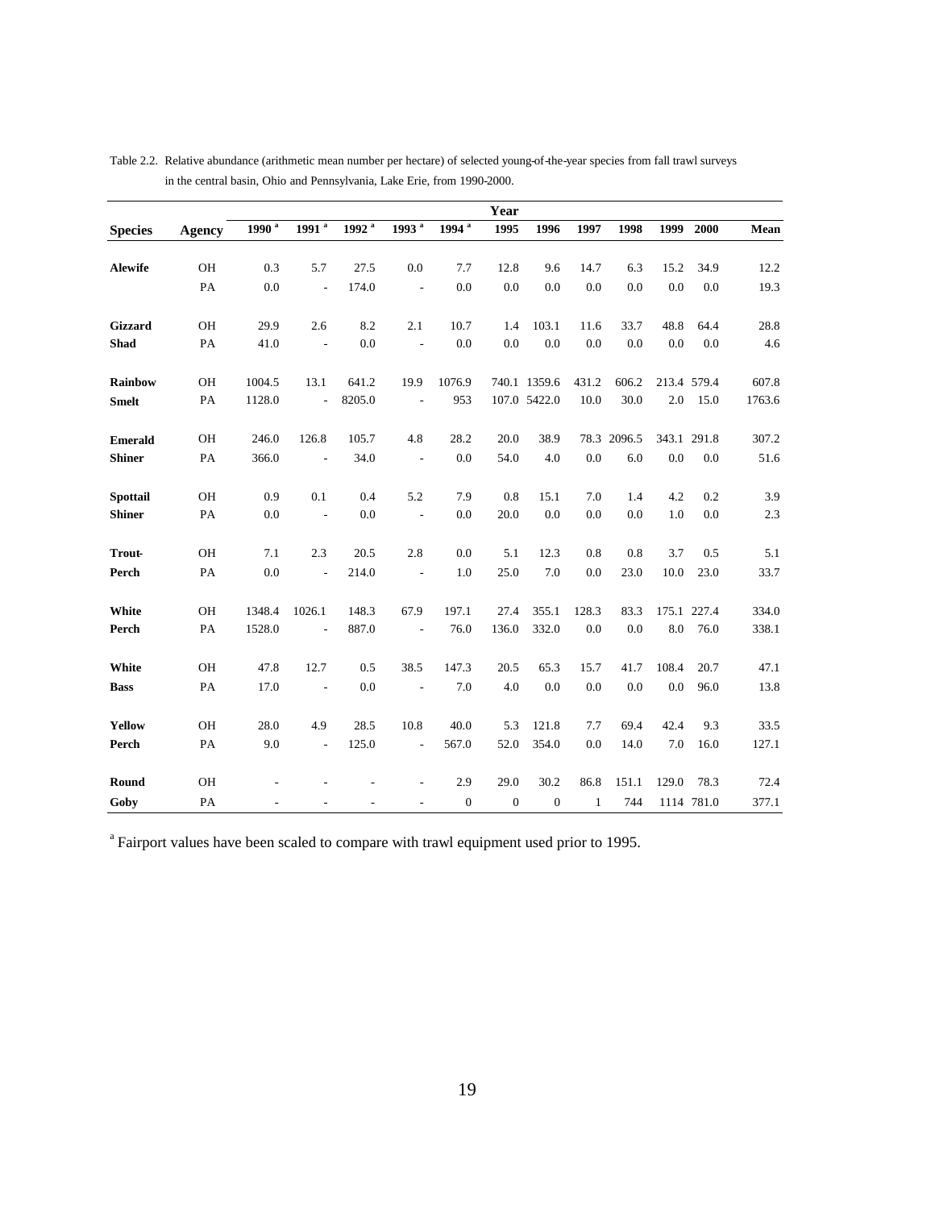Table 2.2. Relative abundance (arithmetic mean number per hectare) of selected young-of-the-year species from fall trawl surveys in the central basin, Ohio and Pennsylvania, Lake Erie, from 1990-2000.

| | | Year | | | | | | | | | | | |
|---|---|---|---|---|---|---|---|---|---|---|---|---|---|
| **Species** | **Agency** | **1990** [a] | **1991** [a] | **1992** [a] | **1993** [a] | **1994** [a] | **1995** | **1996** | **1997** | **1998** | **1999** | **2000** | **Mean** |
| **Alewife** | OH | 0.3 | 5.7 | 27.5 | 0.0 | 7.7 | 12.8 | 9.6 | 14.7 | 6.3 | 15.2 | 34.9 | 12.2 |
| | PA | 0.0 | - | 174.0 | - | 0.0 | 0.0 | 0.0 | 0.0 | 0.0 | 0.0 | 0.0 | 19.3 |
| **Gizzard Shad** | OH | 29.9 | 2.6 | 8.2 | 2.1 | 10.7 | 1.4 | 103.1 | 11.6 | 33.7 | 48.8 | 64.4 | 28.8 |
| | PA | 41.0 | - | 0.0 | - | 0.0 | 0.0 | 0.0 | 0.0 | 0.0 | 0.0 | 0.0 | 4.6 |
| **Rainbow Smelt** | OH | 1004.5 | 13.1 | 641.2 | 19.9 | 1076.9 | 740.1 | 1359.6 | 431.2 | 606.2 | 213.4 | 579.4 | 607.8 |
| | PA | 1128.0 | - | 8205.0 | - | 953 | 107.0 | 5422.0 | 10.0 | 30.0 | 2.0 | 15.0 | 1763.6 |
| **Emerald Shiner** | OH | 246.0 | 126.8 | 105.7 | 4.8 | 28.2 | 20.0 | 38.9 | 78.3 | 2096.5 | 343.1 | 291.8 | 307.2 |
| | PA | 366.0 | - | 34.0 | - | 0.0 | 54.0 | 4.0 | 0.0 | 6.0 | 0.0 | 0.0 | 51.6 |
| **Spottail Shiner** | OH | 0.9 | 0.1 | 0.4 | 5.2 | 7.9 | 0.8 | 15.1 | 7.0 | 1.4 | 4.2 | 0.2 | 3.9 |
| | PA | 0.0 | - | 0.0 | - | 0.0 | 20.0 | 0.0 | 0.0 | 0.0 | 1.0 | 0.0 | 2.3 |
| **Trout-Perch** | OH | 7.1 | 2.3 | 20.5 | 2.8 | 0.0 | 5.1 | 12.3 | 0.8 | 0.8 | 3.7 | 0.5 | 5.1 |
| | PA | 0.0 | - | 214.0 | - | 1.0 | 25.0 | 7.0 | 0.0 | 23.0 | 10.0 | 23.0 | 33.7 |
| **White Perch** | OH | 1348.4 | 1026.1 | 148.3 | 67.9 | 197.1 | 27.4 | 355.1 | 128.3 | 83.3 | 175.1 | 227.4 | 334.0 |
| | PA | 1528.0 | - | 887.0 | - | 76.0 | 136.0 | 332.0 | 0.0 | 0.0 | 8.0 | 76.0 | 338.1 |
| **White Bass** | OH | 47.8 | 12.7 | 0.5 | 38.5 | 147.3 | 20.5 | 65.3 | 15.7 | 41.7 | 108.4 | 20.7 | 47.1 |
| | PA | 17.0 | - | 0.0 | - | 7.0 | 4.0 | 0.0 | 0.0 | 0.0 | 0.0 | 96.0 | 13.8 |
| **Yellow Perch** | OH | 28.0 | 4.9 | 28.5 | 10.8 | 40.0 | 5.3 | 121.8 | 7.7 | 69.4 | 42.4 | 9.3 | 33.5 |
| | PA | 9.0 | - | 125.0 | - | 567.0 | 52.0 | 354.0 | 0.0 | 14.0 | 7.0 | 16.0 | 127.1 |
| **Round Goby** | OH | - | - | - | - | 2.9 | 29.0 | 30.2 | 86.8 | 151.1 | 129.0 | 78.3 | 72.4 |
| | PA | - | - | - | - | 0 | 0 | 0 | 1 | 744 | 1114 | 781.0 | 377.1 |

[a] Fairport values have been scaled to compare with trawl equipment used prior to 1995.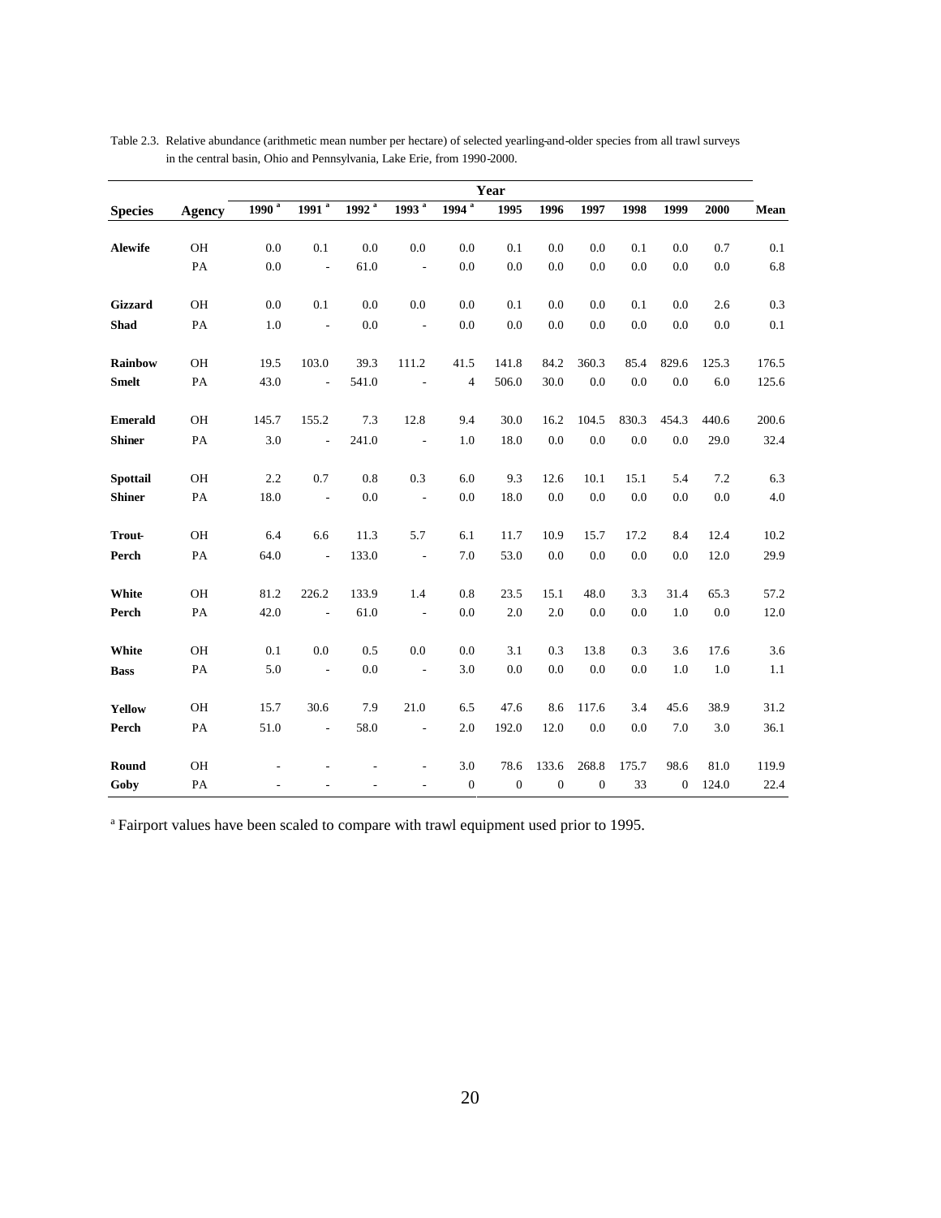Table 2.3. Relative abundance (arithmetic mean number per hectare) of selected yearling-and-older species from all trawl surveys in the central basin, Ohio and Pennsylvania, Lake Erie, from 1990-2000.

| Species | Agency | Year | | | | | | | | | | | Mean |
|---|---|---|---|---|---|---|---|---|---|---|---|---|---|
| | | 1990 [a] | 1991 [a] | 1992 [a] | 1993 [a] | 1994 [a] | 1995 | 1996 | 1997 | 1998 | 1999 | 2000 | |
| **Alewife** | OH | 0.0 | 0.1 | 0.0 | 0.0 | 0.0 | 0.1 | 0.0 | 0.0 | 0.1 | 0.0 | 0.7 | 0.1 |
| | PA | 0.0 | - | 61.0 | - | 0.0 | 0.0 | 0.0 | 0.0 | 0.0 | 0.0 | 0.0 | 6.8 |
| **Gizzard Shad** | OH | 0.0 | 0.1 | 0.0 | 0.0 | 0.0 | 0.1 | 0.0 | 0.0 | 0.1 | 0.0 | 2.6 | 0.3 |
| | PA | 1.0 | - | 0.0 | - | 0.0 | 0.0 | 0.0 | 0.0 | 0.0 | 0.0 | 0.0 | 0.1 |
| **Rainbow Smelt** | OH | 19.5 | 103.0 | 39.3 | 111.2 | 41.5 | 141.8 | 84.2 | 360.3 | 85.4 | 829.6 | 125.3 | 176.5 |
| | PA | 43.0 | - | 541.0 | - | 4 | 506.0 | 30.0 | 0.0 | 0.0 | 0.0 | 6.0 | 125.6 |
| **Emerald Shiner** | OH | 145.7 | 155.2 | 7.3 | 12.8 | 9.4 | 30.0 | 16.2 | 104.5 | 830.3 | 454.3 | 440.6 | 200.6 |
| | PA | 3.0 | - | 241.0 | - | 1.0 | 18.0 | 0.0 | 0.0 | 0.0 | 0.0 | 29.0 | 32.4 |
| **Spottail Shiner** | OH | 2.2 | 0.7 | 0.8 | 0.3 | 6.0 | 9.3 | 12.6 | 10.1 | 15.1 | 5.4 | 7.2 | 6.3 |
| | PA | 18.0 | - | 0.0 | - | 0.0 | 18.0 | 0.0 | 0.0 | 0.0 | 0.0 | 0.0 | 4.0 |
| **Trout-Perch** | OH | 6.4 | 6.6 | 11.3 | 5.7 | 6.1 | 11.7 | 10.9 | 15.7 | 17.2 | 8.4 | 12.4 | 10.2 |
| | PA | 64.0 | - | 133.0 | - | 7.0 | 53.0 | 0.0 | 0.0 | 0.0 | 0.0 | 12.0 | 29.9 |
| **White Perch** | OH | 81.2 | 226.2 | 133.9 | 1.4 | 0.8 | 23.5 | 15.1 | 48.0 | 3.3 | 31.4 | 65.3 | 57.2 |
| | PA | 42.0 | - | 61.0 | - | 0.0 | 2.0 | 2.0 | 0.0 | 0.0 | 1.0 | 0.0 | 12.0 |
| **White Bass** | OH | 0.1 | 0.0 | 0.5 | 0.0 | 0.0 | 3.1 | 0.3 | 13.8 | 0.3 | 3.6 | 17.6 | 3.6 |
| | PA | 5.0 | - | 0.0 | - | 3.0 | 0.0 | 0.0 | 0.0 | 0.0 | 1.0 | 1.0 | 1.1 |
| **Yellow Perch** | OH | 15.7 | 30.6 | 7.9 | 21.0 | 6.5 | 47.6 | 8.6 | 117.6 | 3.4 | 45.6 | 38.9 | 31.2 |
| | PA | 51.0 | - | 58.0 | - | 2.0 | 192.0 | 12.0 | 0.0 | 0.0 | 7.0 | 3.0 | 36.1 |
| **Round Goby** | OH | - | - | - | - | 3.0 | 78.6 | 133.6 | 268.8 | 175.7 | 98.6 | 81.0 | 119.9 |
| | PA | - | - | - | - | 0 | 0 | 0 | 0 | 33 | 0 | 124.0 | 22.4 |

[a] Fairport values have been scaled to compare with trawl equipment used prior to 1995.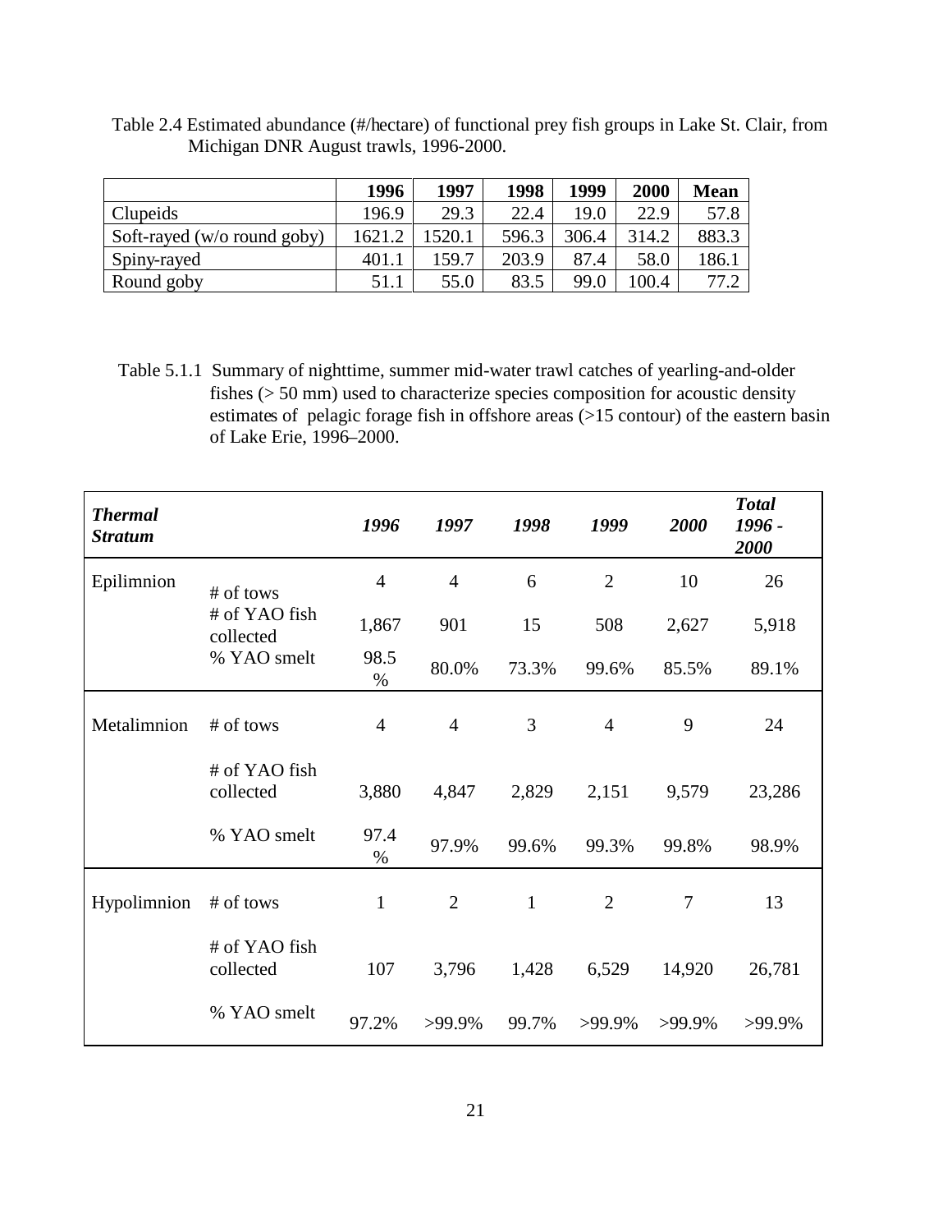Table 2.4 Estimated abundance (#/hectare) of functional prey fish groups in Lake St. Clair, from Michigan DNR August trawls, 1996-2000.

| | **1996** | **1997** | **1998** | **1999** | **2000** | **Mean** |
|---|---|---|---|---|---|---|
| Clupeids | 196.9 | 29.3 | 22.4 | 19.0 | 22.9 | 57.8 |
| Soft-rayed (w/o round goby) | 1621.2 | 1520.1 | 596.3 | 306.4 | 314.2 | 883.3 |
| Spiny-rayed | 401.1 | 159.7 | 203.9 | 87.4 | 58.0 | 186.1 |
| Round goby | 51.1 | 55.0 | 83.5 | 99.0 | 100.4 | 77.2 |

Table 5.1.1 Summary of nighttime, summer mid-water trawl catches of yearling-and-older fishes (> 50 mm) used to characterize species composition for acoustic density estimates of pelagic forage fish in offshore areas (>15 contour) of the eastern basin of Lake Erie, 1996–2000.

| ***Thermal Stratum*** | | ***1996*** | ***1997*** | ***1998*** | ***1999*** | ***2000*** | ***Total 1996 - 2000*** |
|---|---|---|---|---|---|---|---|
| Epilimnion | # of tows | 4 | 4 | 6 | 2 | 10 | 26 |
| | # of YAO fish collected | 1,867 | 901 | 15 | 508 | 2,627 | 5,918 |
| | % YAO smelt | 98.5 % | 80.0% | 73.3% | 99.6% | 85.5% | 89.1% |
| Metalimnion | # of tows | 4 | 4 | 3 | 4 | 9 | 24 |
| | # of YAO fish collected | 3,880 | 4,847 | 2,829 | 2,151 | 9,579 | 23,286 |
| | % YAO smelt | 97.4 % | 97.9% | 99.6% | 99.3% | 99.8% | 98.9% |
| Hypolimnion | # of tows | 1 | 2 | 1 | 2 | 7 | 13 |
| | # of YAO fish collected | 107 | 3,796 | 1,428 | 6,529 | 14,920 | 26,781 |
| | % YAO smelt | 97.2% | >99.9% | 99.7% | >99.9% | >99.9% | >99.9% |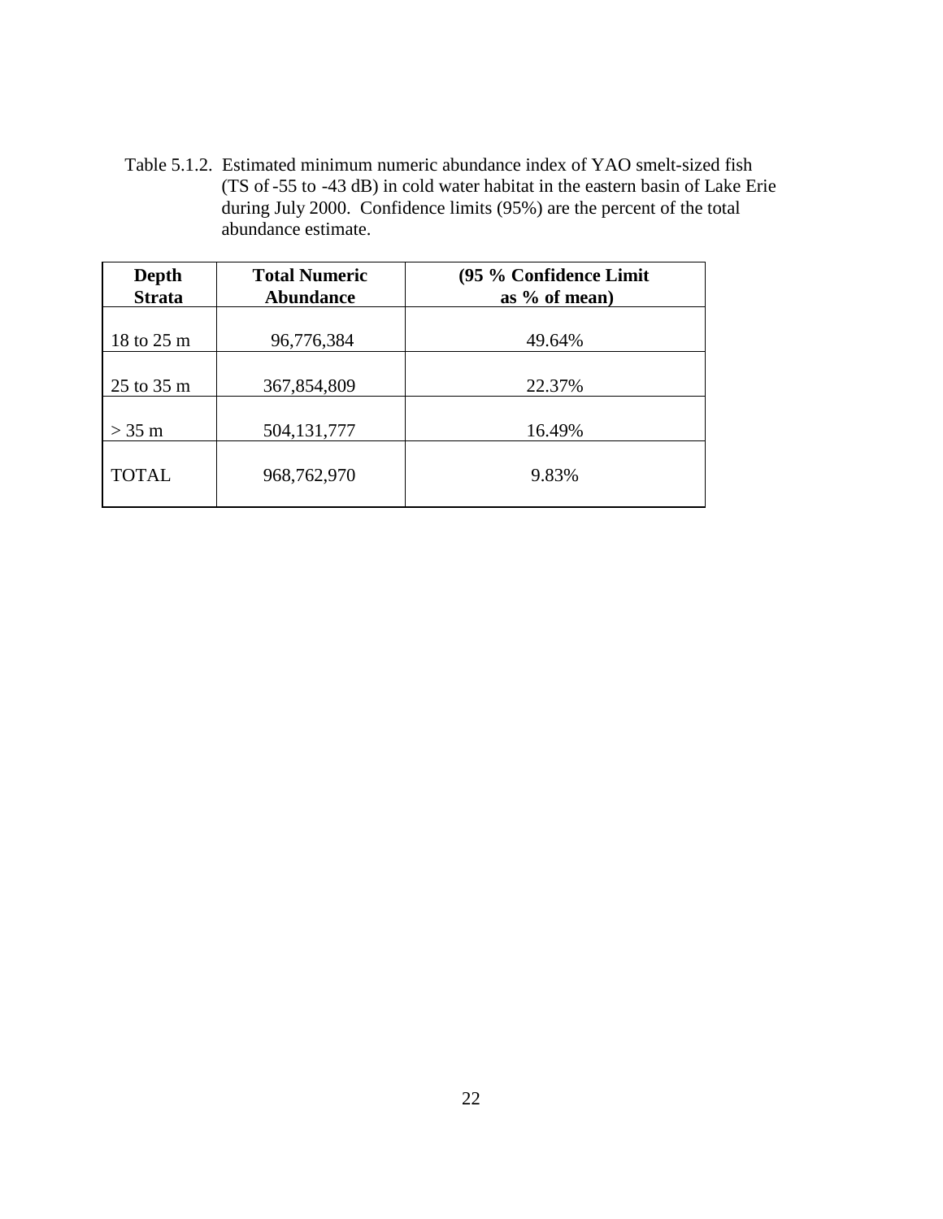Table 5.1.2. Estimated minimum numeric abundance index of YAO smelt-sized fish (TS of -55 to -43 dB) in cold water habitat in the eastern basin of Lake Erie during July 2000. Confidence limits (95%) are the percent of the total abundance estimate.

| Depth Strata | Total Numeric Abundance | (95 % Confidence Limit as % of mean) |
|---|---|---|
| 18 to 25 m | 96,776,384 | 49.64% |
| 25 to 35 m | 367,854,809 | 22.37% |
| > 35 m | 504,131,777 | 16.49% |
| TOTAL | 968,762,970 | 9.83% |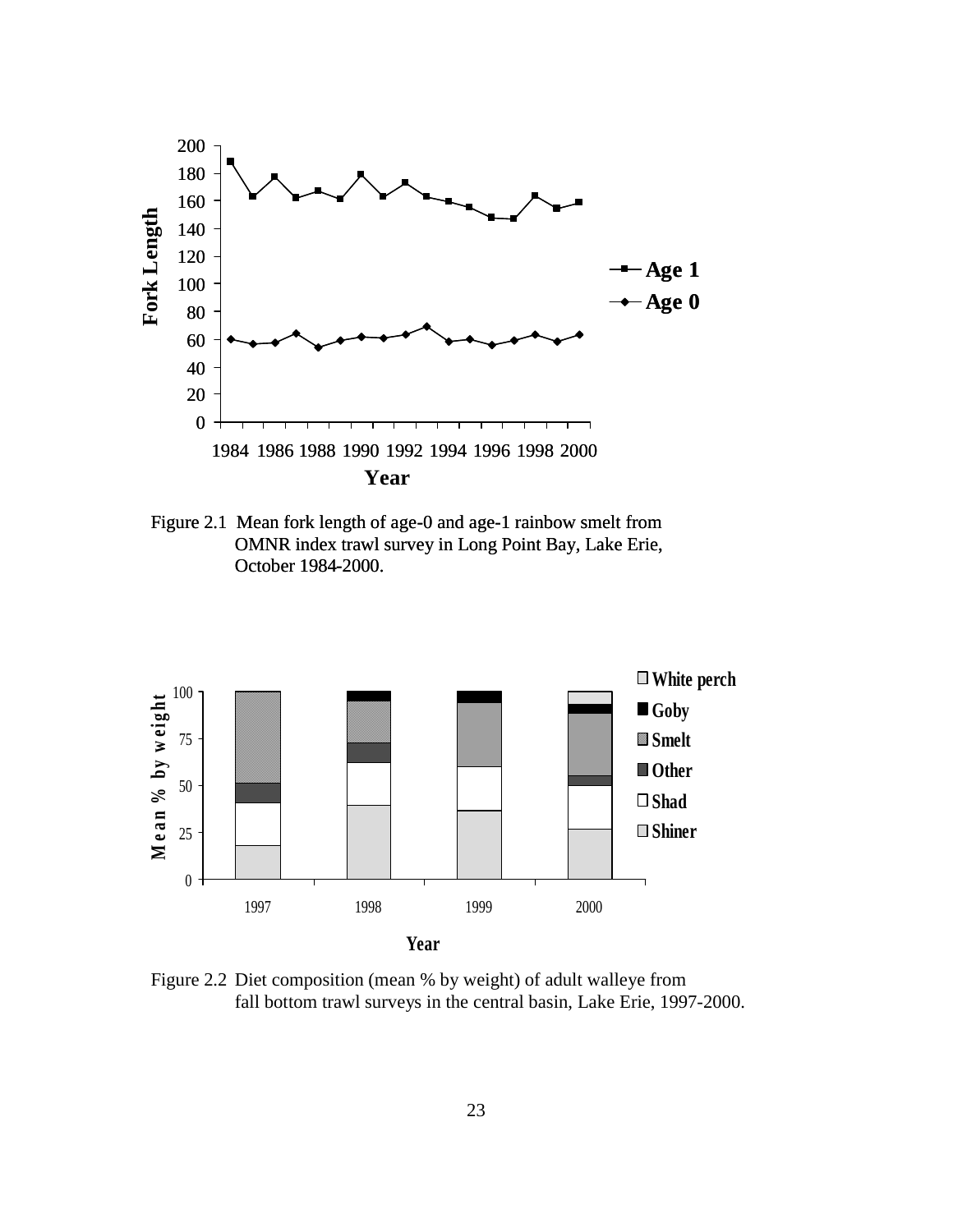Figure 2.1 Mean fork length of age-0 and age-1 rainbow smelt from OMNR index trawl survey in Long Point Bay, Lake Erie, October 1984-2000.

Figure 2.2 Diet composition (mean % by weight) of adult walleye from fall bottom trawl surveys in the central basin, Lake Erie, 1997-2000.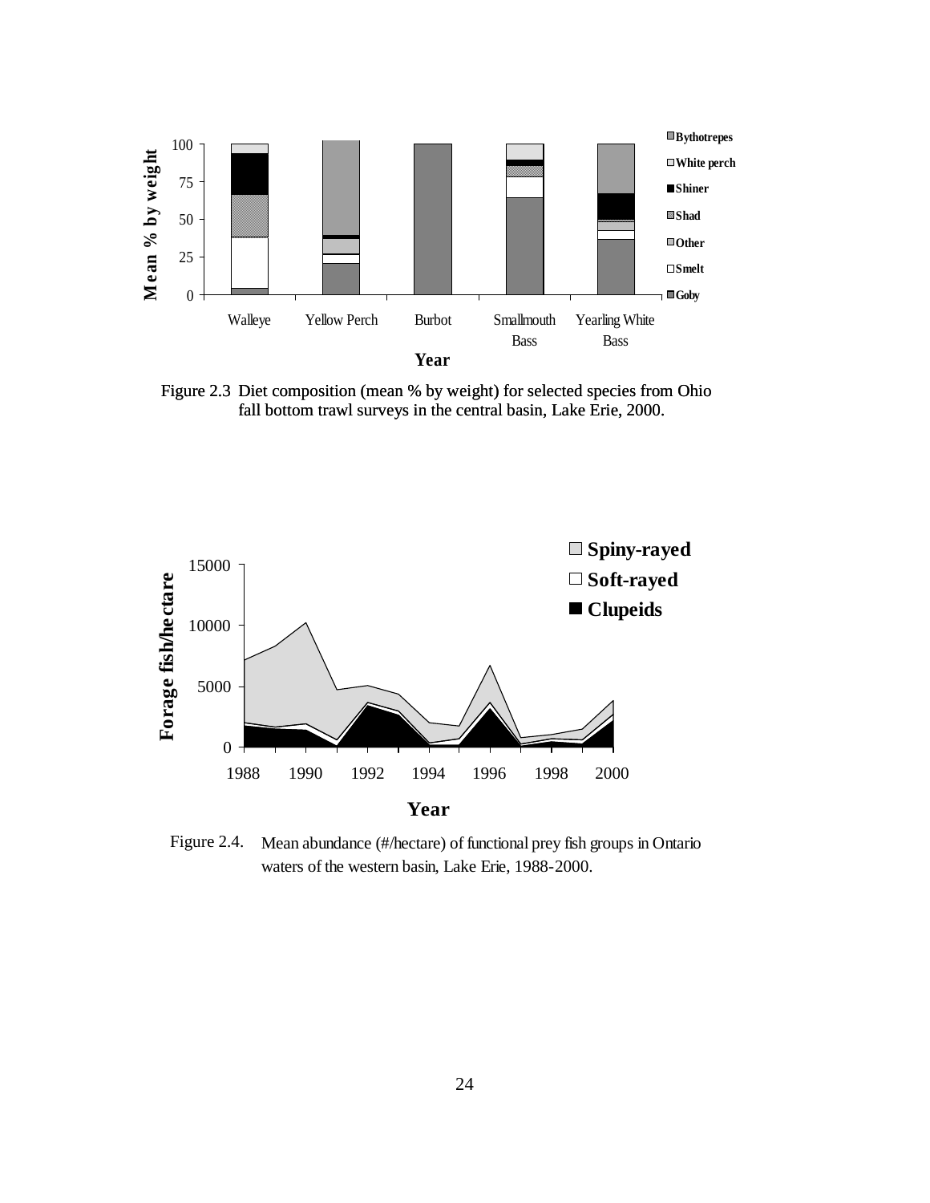Figure 2.3 Diet composition (mean % by weight) for selected species from Ohio fall bottom trawl surveys in the central basin, Lake Erie, 2000.

Figure 2.4. Mean abundance (#/hectare) of functional prey fish groups in Ontario waters of the western basin, Lake Erie, 1988-2000.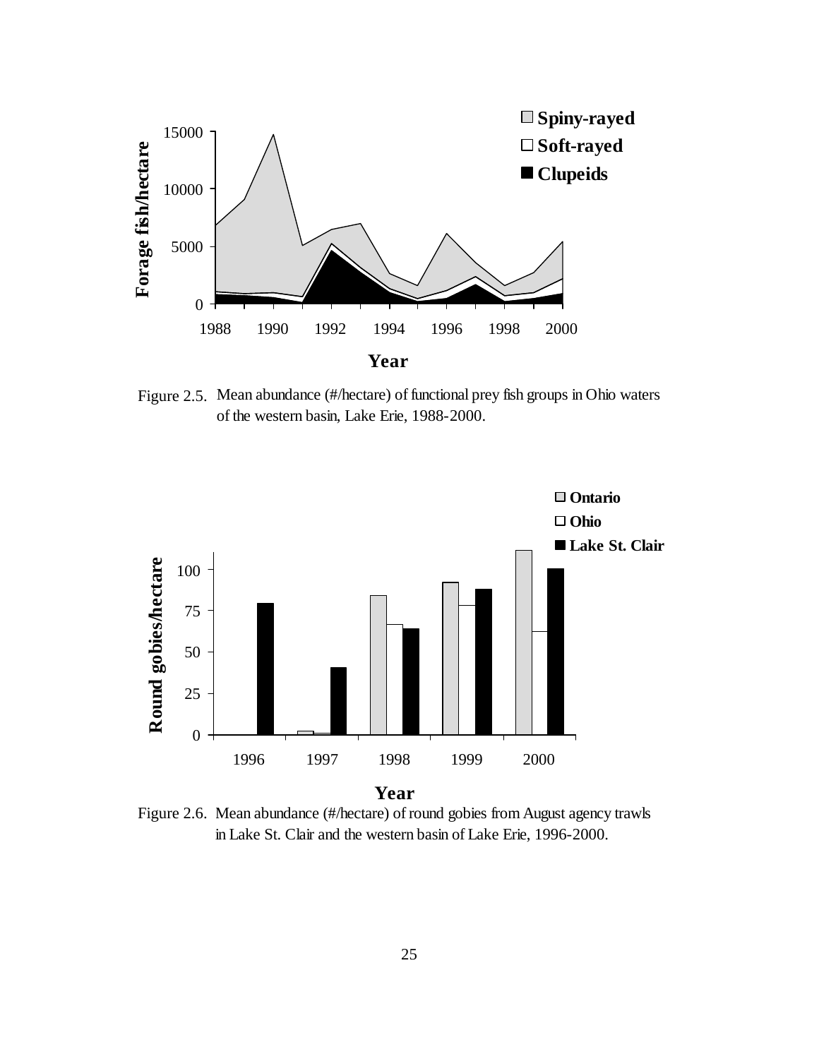Figure 2.5. Mean abundance (#/hectare) of functional prey fish groups in Ohio waters of the western basin, Lake Erie, 1988-2000.

Figure 2.6. Mean abundance (#/hectare) of round gobies from August agency trawls in Lake St. Clair and the western basin of Lake Erie, 1996-2000.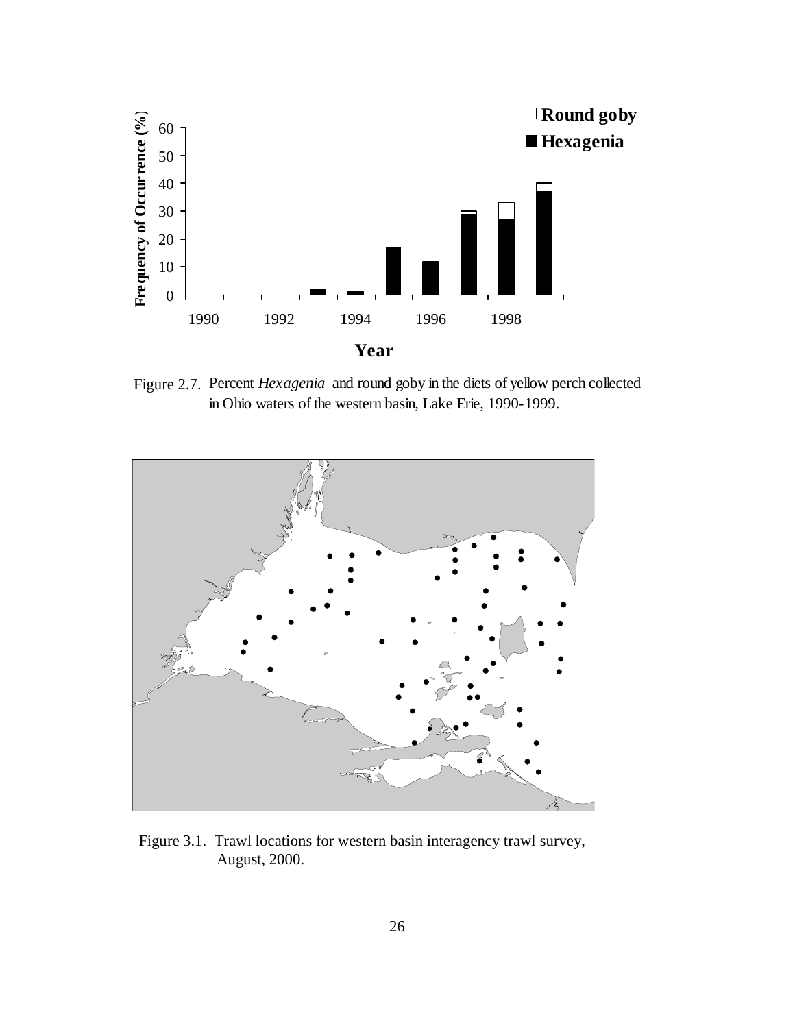Figure 2.7. Percent *Hexagenia* and round goby in the diets of yellow perch collected in Ohio waters of the western basin, Lake Erie, 1990-1999.

Figure 3.1. Trawl locations for western basin interagency trawl survey, August, 2000.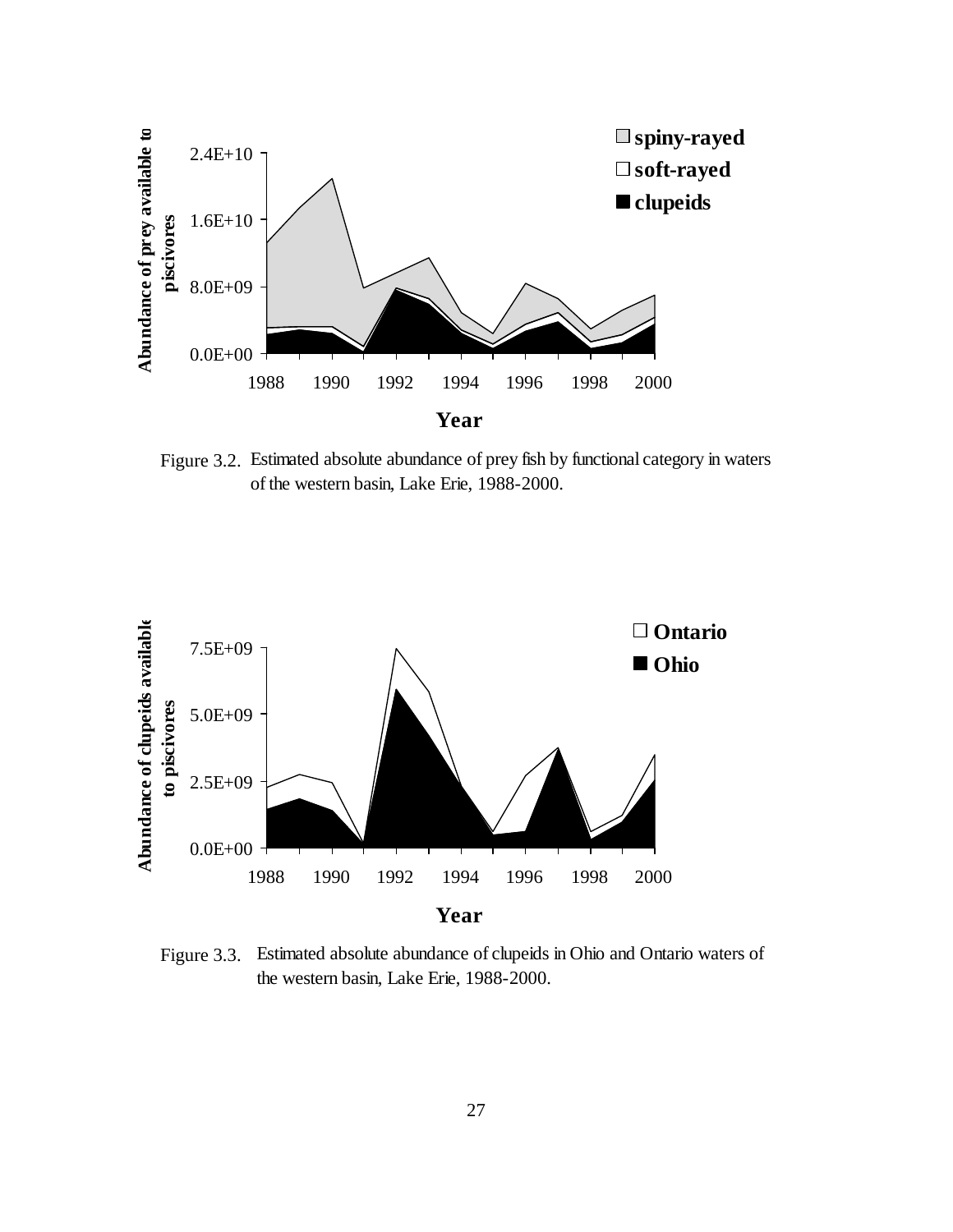Figure 3.2. Estimated absolute abundance of prey fish by functional category in waters of the western basin, Lake Erie, 1988-2000.

Figure 3.3. Estimated absolute abundance of clupeids in Ohio and Ontario waters of the western basin, Lake Erie, 1988-2000.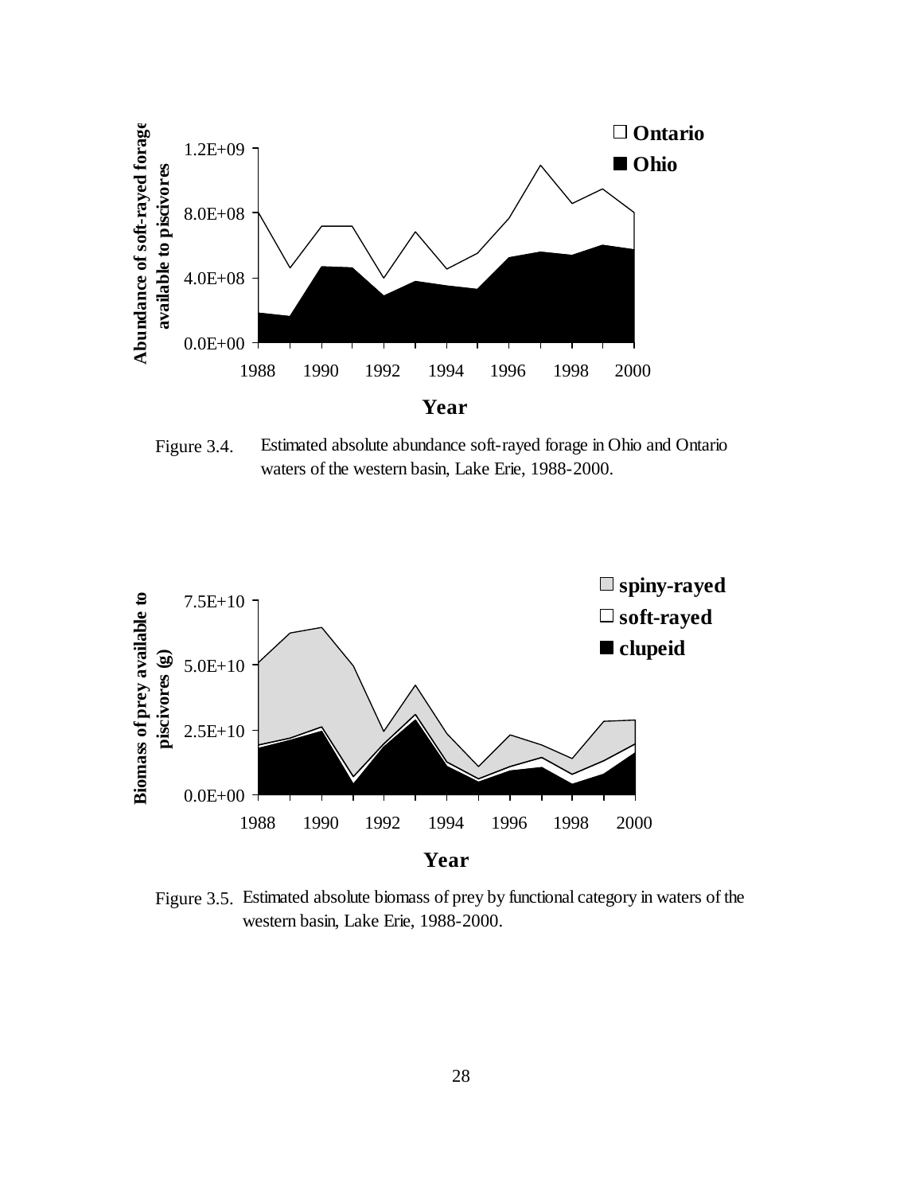Figure 3.4. Estimated absolute abundance soft-rayed forage in Ohio and Ontario waters of the western basin, Lake Erie, 1988-2000.

Figure 3.5. Estimated absolute biomass of prey by functional category in waters of the western basin, Lake Erie, 1988-2000.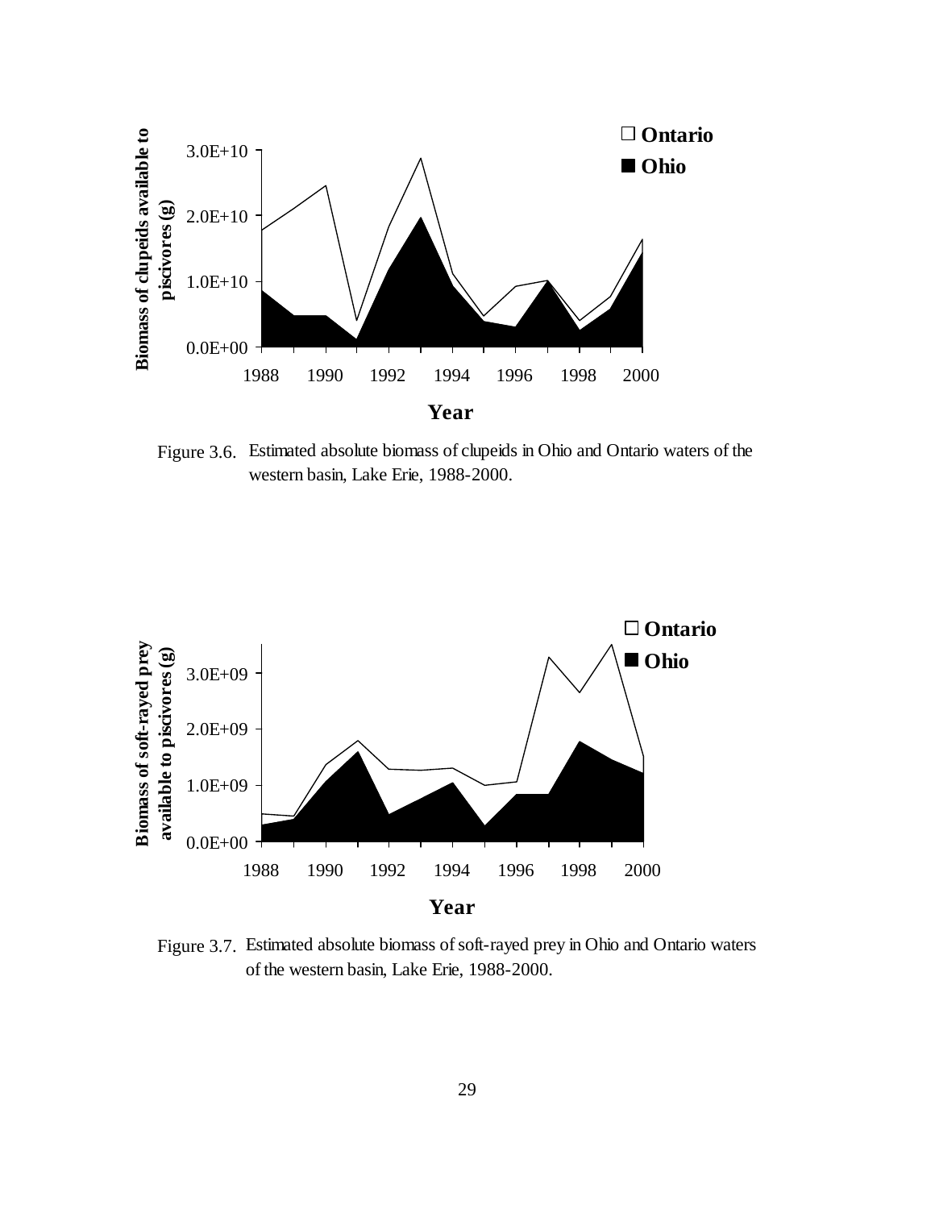Figure 3.6. Estimated absolute biomass of clupeids in Ohio and Ontario waters of the western basin, Lake Erie, 1988-2000.

Figure 3.7. Estimated absolute biomass of soft-rayed prey in Ohio and Ontario waters of the western basin, Lake Erie, 1988-2000.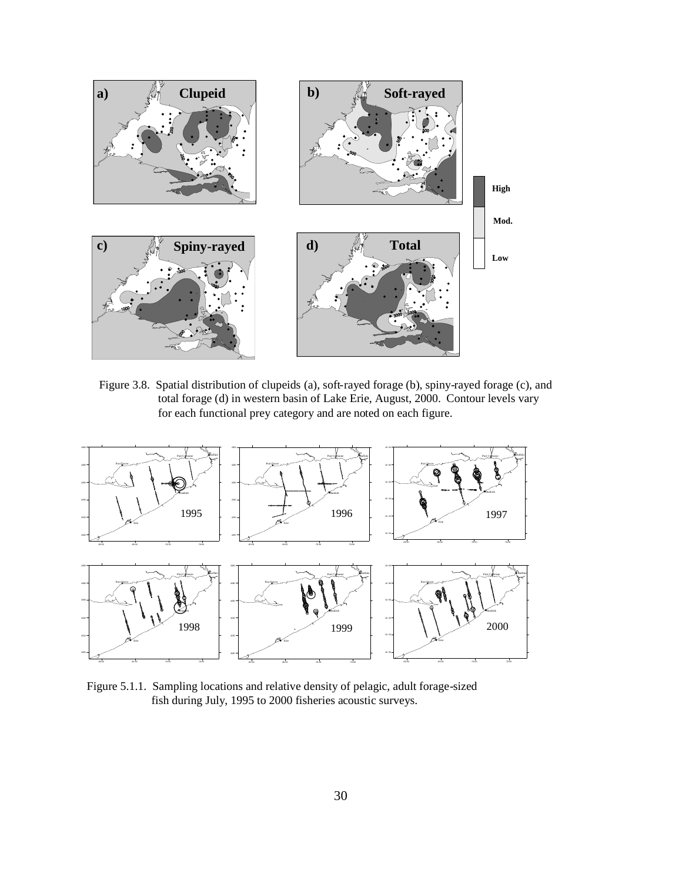Figure 3.8. Spatial distribution of clupeids (a), soft-rayed forage (b), spiny-rayed forage (c), and total forage (d) in western basin of Lake Erie, August, 2000. Contour levels vary for each functional prey category and are noted on each figure.

Figure 5.1.1. Sampling locations and relative density of pelagic, adult forage-sized fish during July, 1995 to 2000 fisheries acoustic surveys.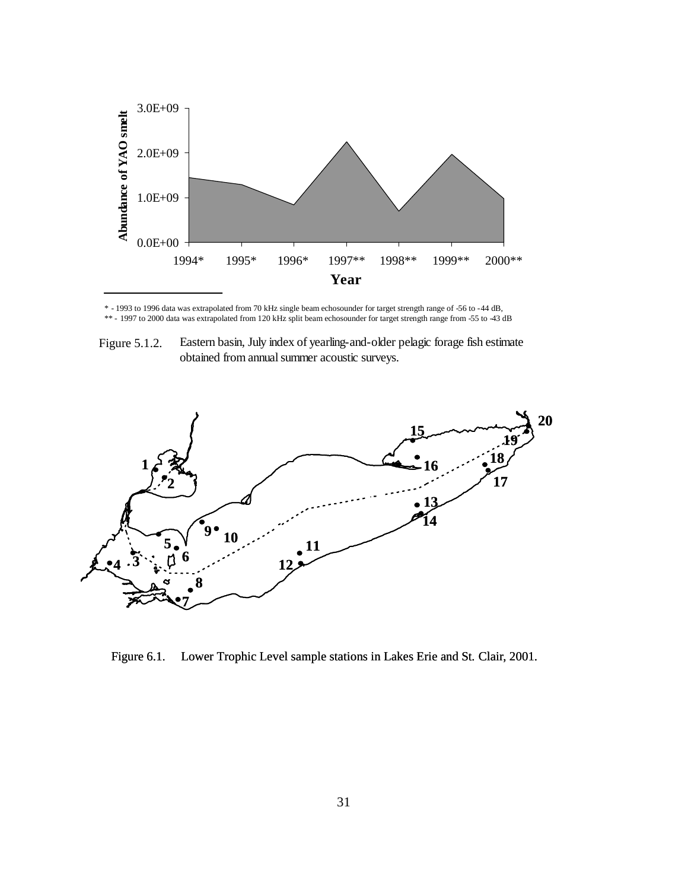\* - 1993 to 1996 data was extrapolated from 70 kHz single beam echosounder for target strength range of -56 to -44 dB,
\*\* - 1997 to 2000 data was extrapolated from 120 kHz split beam echosounder for target strength range from -55 to -43 dB

Figure 5.1.2. Eastern basin, July index of yearling-and-older pelagic forage fish estimate obtained from annual summer acoustic surveys.

Figure 6.1. Lower Trophic Level sample stations in Lakes Erie and St. Clair, 2001.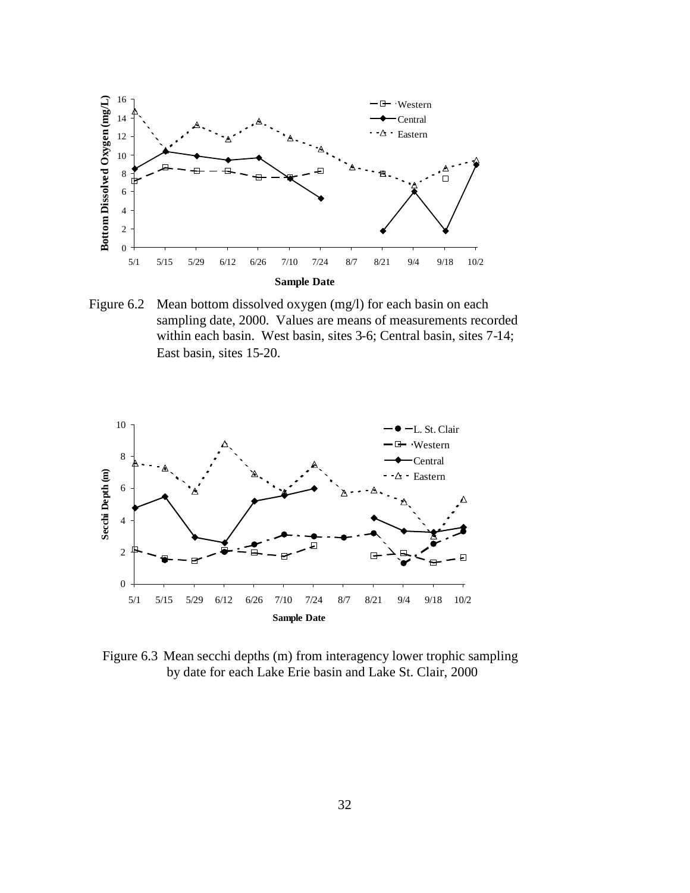Figure 6.2 Mean bottom dissolved oxygen (mg/l) for each basin on each sampling date, 2000. Values are means of measurements recorded within each basin. West basin, sites 3-6; Central basin, sites 7-14; East basin, sites 15-20.

Figure 6.3 Mean secchi depths (m) from interagency lower trophic sampling by date for each Lake Erie basin and Lake St. Clair, 2000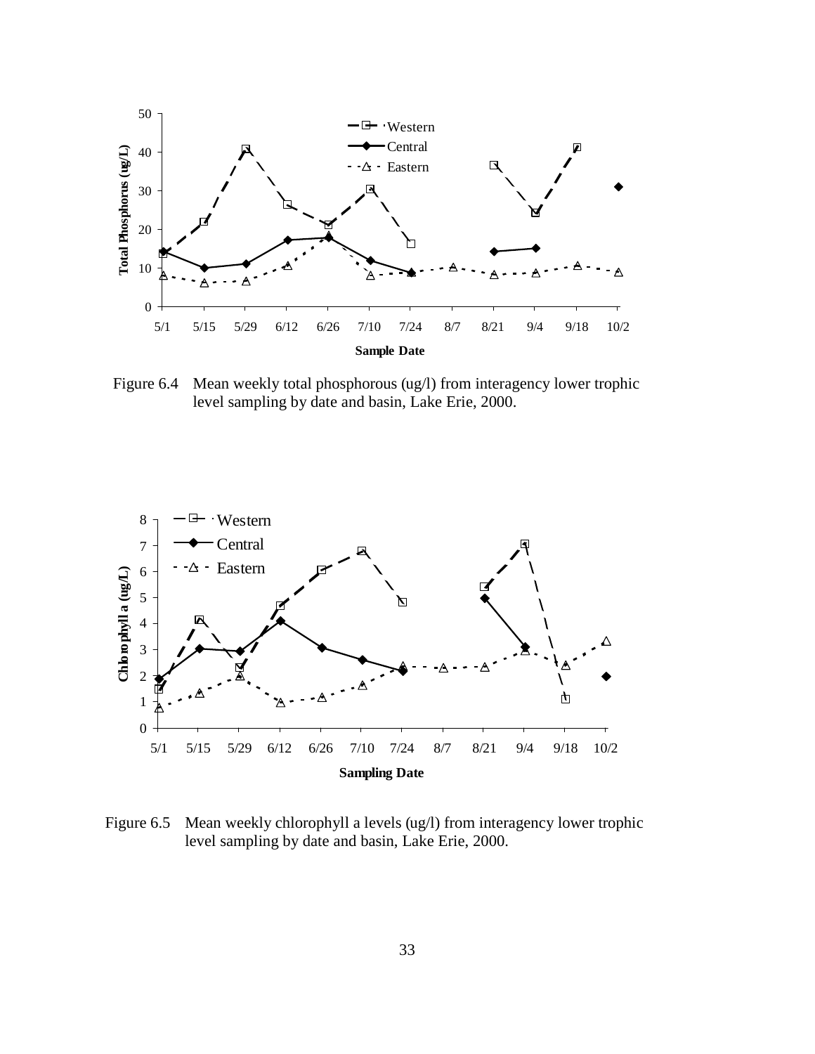Figure 6.4 Mean weekly total phosphorous (ug/l) from interagency lower trophic level sampling by date and basin, Lake Erie, 2000.

Figure 6.5 Mean weekly chlorophyll a levels (ug/l) from interagency lower trophic level sampling by date and basin, Lake Erie, 2000.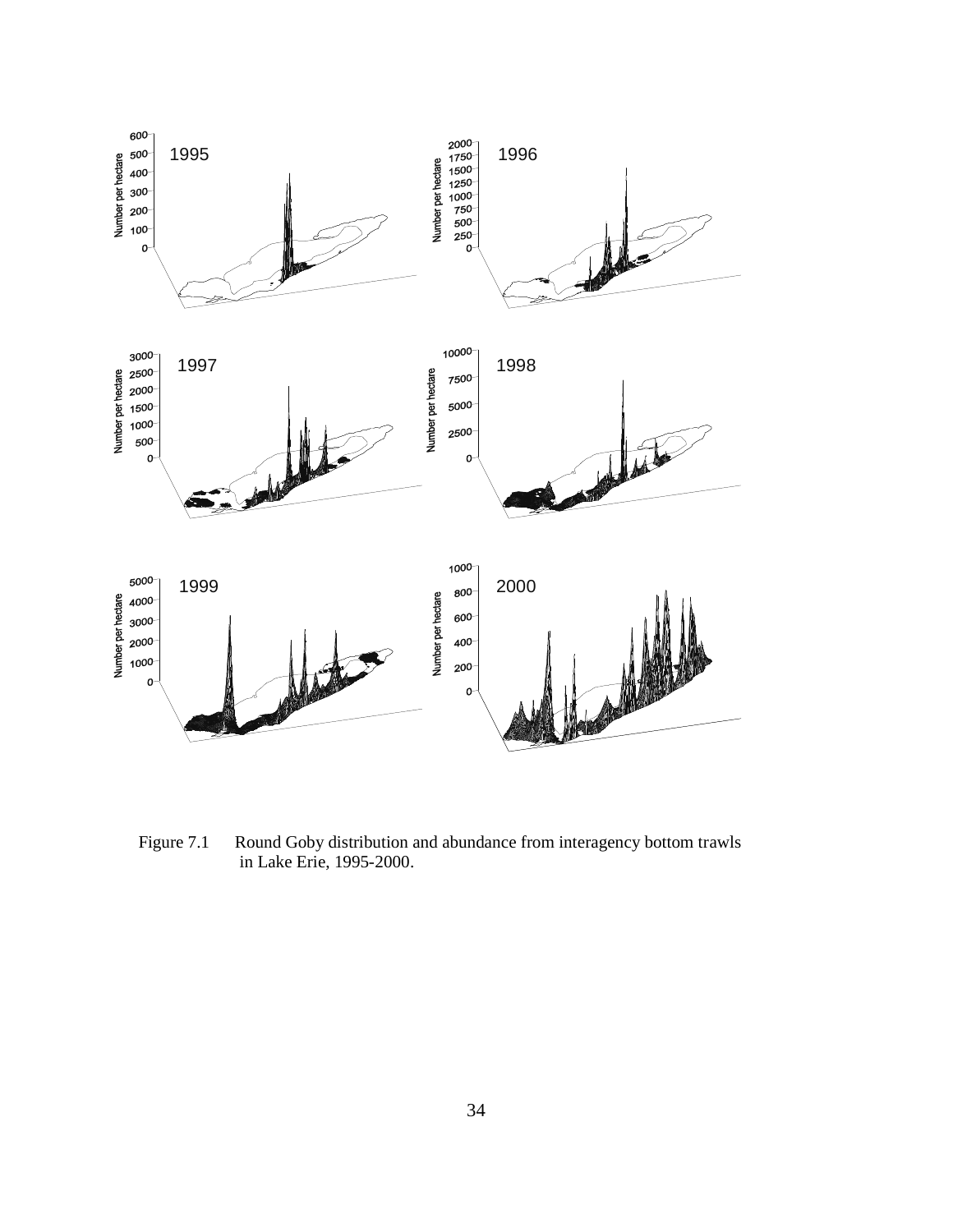1995

Number per hectare

600
500
400
300
200
100
0

1996

Number per hectare

2000
1750
1500
1250
1000
750
500
250
0

1997

Number per hectare

3000
2500
2000
1500
1000
500
0

1998

Number per hectare

10000
7500
5000
2500
0

1999

Number per hectare

5000
4000
3000
2000
1000
0

2000

Number per hectare

1000
800
600
400
200
0

Figure 7.1 Round Goby distribution and abundance from interagency bottom trawls in Lake Erie, 1995-2000.